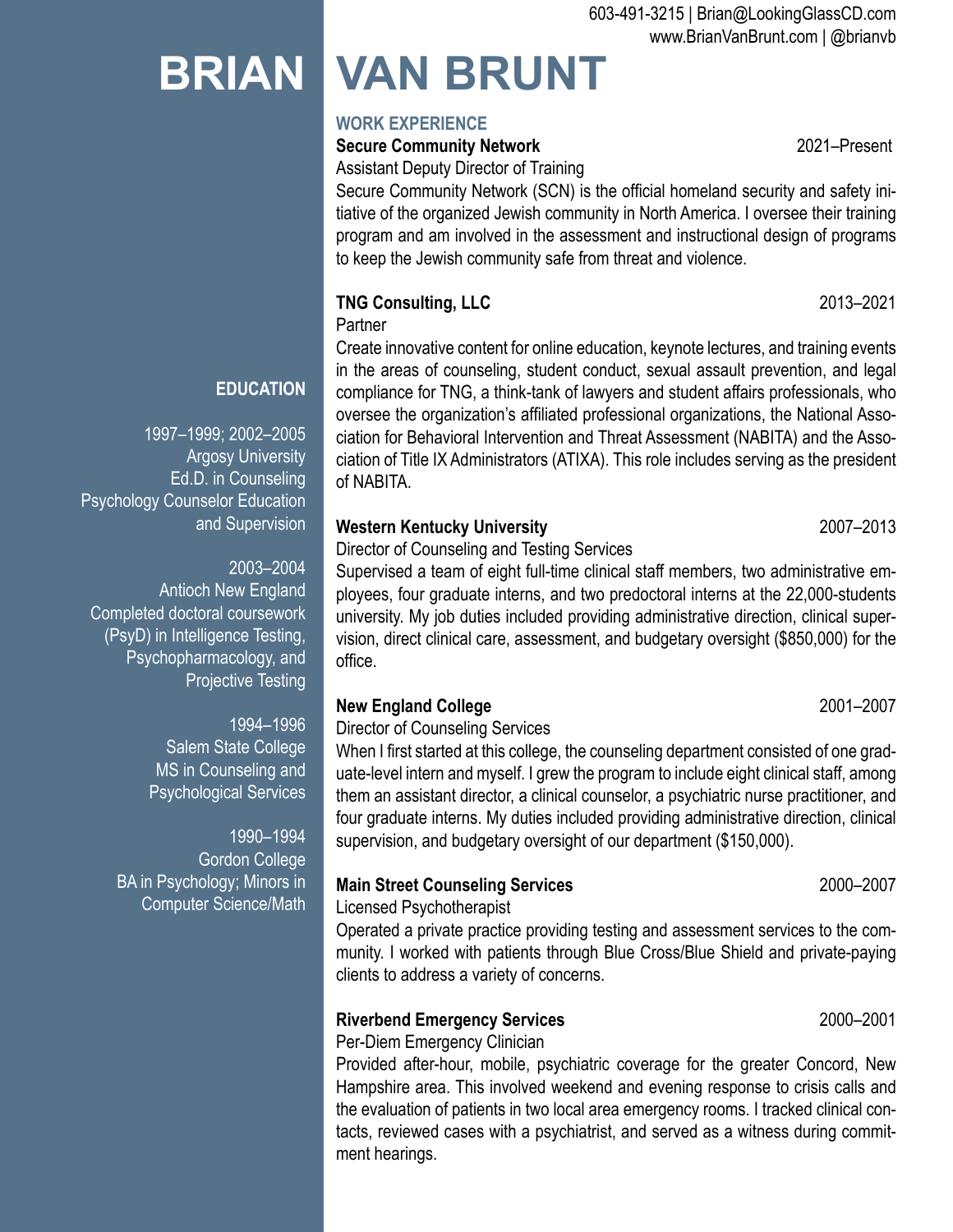603-491-3215 | Brian@LookingGlassCD.com
www.BrianVanBrunt.com | @brianvb

# BRIAN VAN BRUNT

## WORK EXPERIENCE

**Secure Community Network** 2021–Present

Assistant Deputy Director of Training

Secure Community Network (SCN) is the official homeland security and safety initiative of the organized Jewish community in North America. I oversee their training program and am involved in the assessment and instructional design of programs to keep the Jewish community safe from threat and violence.

**TNG Consulting, LLC** 2013–2021

Partner

Create innovative content for online education, keynote lectures, and training events in the areas of counseling, student conduct, sexual assault prevention, and legal compliance for TNG, a think-tank of lawyers and student affairs professionals, who oversee the organization's affiliated professional organizations, the National Association for Behavioral Intervention and Threat Assessment (NABITA) and the Association of Title IX Administrators (ATIXA). This role includes serving as the president of NABITA.

**Western Kentucky University** 2007–2013

Director of Counseling and Testing Services

Supervised a team of eight full-time clinical staff members, two administrative employees, four graduate interns, and two predoctoral interns at the 22,000-students university. My job duties included providing administrative direction, clinical supervision, direct clinical care, assessment, and budgetary oversight ($850,000) for the office.

**New England College** 2001–2007

Director of Counseling Services

When I first started at this college, the counseling department consisted of one graduate-level intern and myself. I grew the program to include eight clinical staff, among them an assistant director, a clinical counselor, a psychiatric nurse practitioner, and four graduate interns. My duties included providing administrative direction, clinical supervision, and budgetary oversight of our department ($150,000).

**Main Street Counseling Services** 2000–2007

Licensed Psychotherapist

Operated a private practice providing testing and assessment services to the community. I worked with patients through Blue Cross/Blue Shield and private-paying clients to address a variety of concerns.

**Riverbend Emergency Services** 2000–2001

Per-Diem Emergency Clinician

Provided after-hour, mobile, psychiatric coverage for the greater Concord, New Hampshire area. This involved weekend and evening response to crisis calls and the evaluation of patients in two local area emergency rooms. I tracked clinical contacts, reviewed cases with a psychiatrist, and served as a witness during commitment hearings.

## EDUCATION

1997–1999; 2002–2005
Argosy University
Ed.D. in Counseling Psychology Counselor Education and Supervision

2003–2004
Antioch New England
Completed doctoral coursework (PsyD) in Intelligence Testing, Psychopharmacology, and Projective Testing

1994–1996
Salem State College
MS in Counseling and Psychological Services

1990–1994
Gordon College
BA in Psychology; Minors in Computer Science/Math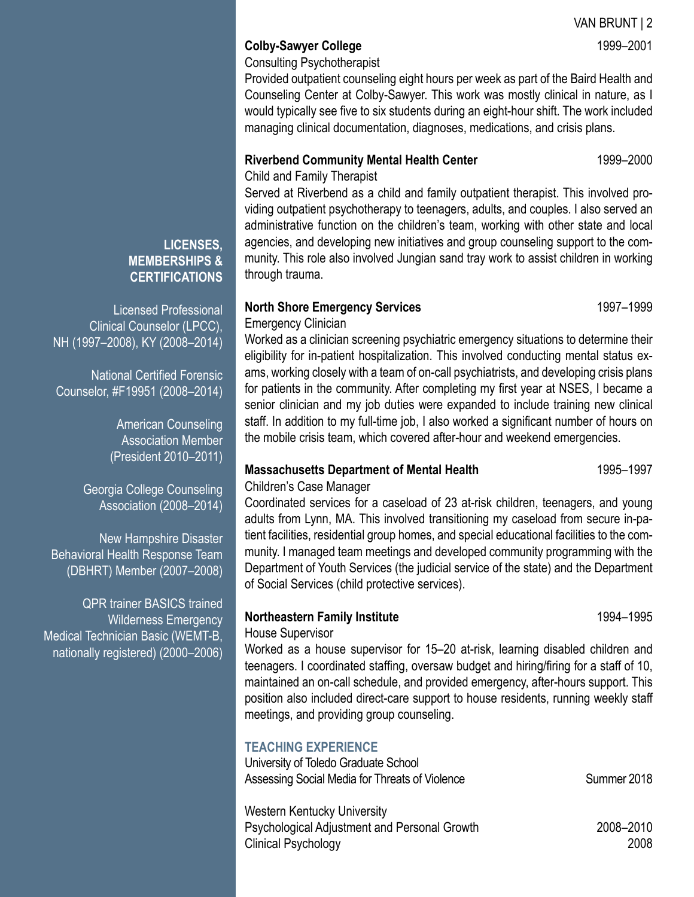**Colby-Sawyer College** 1999–2001

Consulting Psychotherapist

Provided outpatient counseling eight hours per week as part of the Baird Health and Counseling Center at Colby-Sawyer. This work was mostly clinical in nature, as I would typically see five to six students during an eight-hour shift. The work included managing clinical documentation, diagnoses, medications, and crisis plans.

**Riverbend Community Mental Health Center** 1999–2000

Child and Family Therapist

Served at Riverbend as a child and family outpatient therapist. This involved providing outpatient psychotherapy to teenagers, adults, and couples. I also served an administrative function on the children's team, working with other state and local agencies, and developing new initiatives and group counseling support to the community. This role also involved Jungian sand tray work to assist children in working through trauma.

**North Shore Emergency Services** 1997–1999

Emergency Clinician

Worked as a clinician screening psychiatric emergency situations to determine their eligibility for in-patient hospitalization. This involved conducting mental status exams, working closely with a team of on-call psychiatrists, and developing crisis plans for patients in the community. After completing my first year at NSES, I became a senior clinician and my job duties were expanded to include training new clinical staff. In addition to my full-time job, I also worked a significant number of hours on the mobile crisis team, which covered after-hour and weekend emergencies.

**Massachusetts Department of Mental Health** 1995–1997

Children's Case Manager

Coordinated services for a caseload of 23 at-risk children, teenagers, and young adults from Lynn, MA. This involved transitioning my caseload from secure in-patient facilities, residential group homes, and special educational facilities to the community. I managed team meetings and developed community programming with the Department of Youth Services (the judicial service of the state) and the Department of Social Services (child protective services).

**Northeastern Family Institute** 1994–1995

House Supervisor

Worked as a house supervisor for 15–20 at-risk, learning disabled children and teenagers. I coordinated staffing, oversaw budget and hiring/firing for a staff of 10, maintained an on-call schedule, and provided emergency, after-hours support. This position also included direct-care support to house residents, running weekly staff meetings, and providing group counseling.

## TEACHING EXPERIENCE

University of Toledo Graduate School
Assessing Social Media for Threats of Violence — Summer 2018

Western Kentucky University
Psychological Adjustment and Personal Growth — 2008–2010
Clinical Psychology — 2008

## LICENSES, MEMBERSHIPS & CERTIFICATIONS

Licensed Professional Clinical Counselor (LPCC), NH (1997–2008), KY (2008–2014)

National Certified Forensic Counselor, #F19951 (2008–2014)

American Counseling Association Member (President 2010–2011)

Georgia College Counseling Association (2008–2014)

New Hampshire Disaster Behavioral Health Response Team (DBHRT) Member (2007–2008)

QPR trainer BASICS trained Wilderness Emergency Medical Technician Basic (WEMT-B, nationally registered) (2000–2006)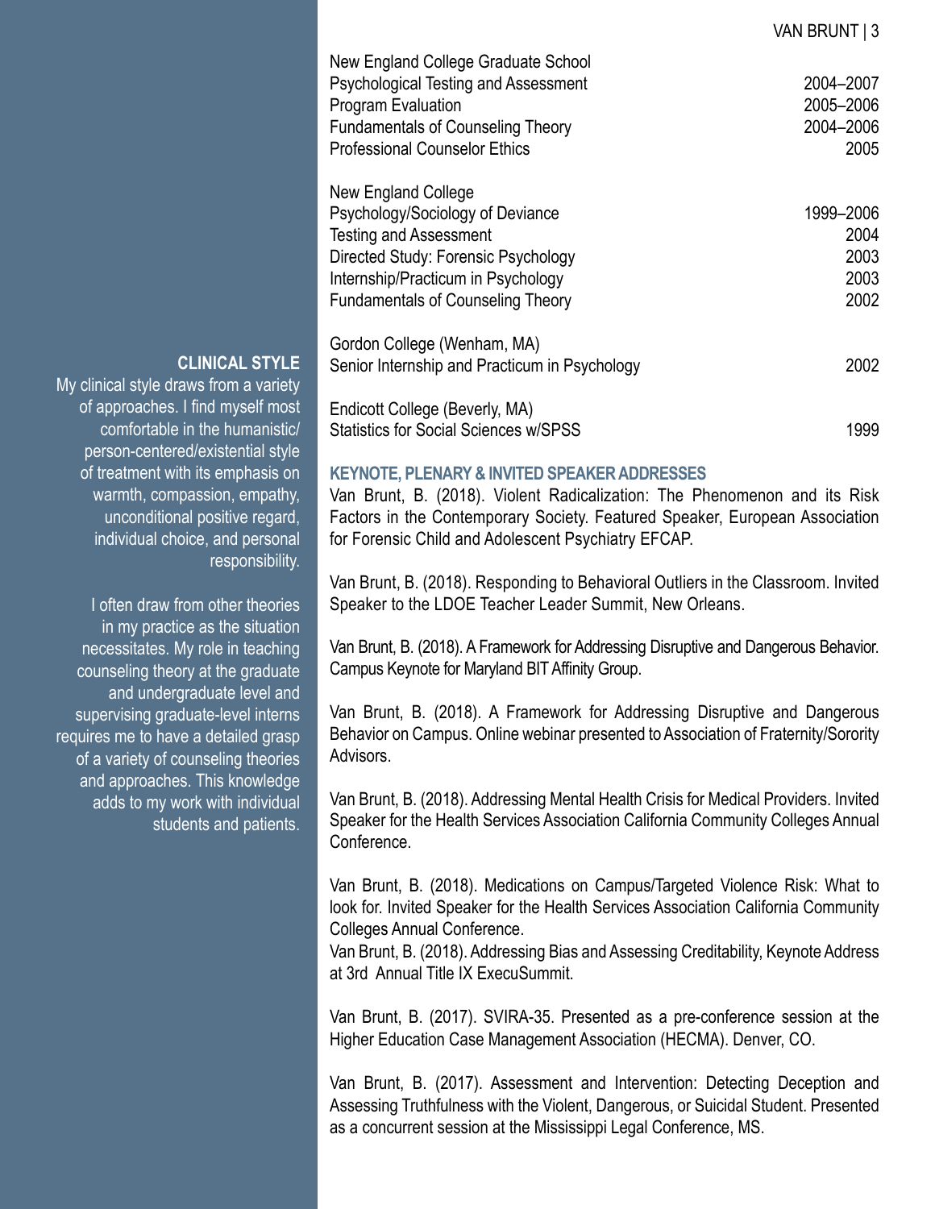New England College Graduate School

| | |
|---|---|
| Psychological Testing and Assessment | 2004–2007 |
| Program Evaluation | 2005–2006 |
| Fundamentals of Counseling Theory | 2004–2006 |
| Professional Counselor Ethics | 2005 |

New England College

| | |
|---|---|
| Psychology/Sociology of Deviance | 1999–2006 |
| Testing and Assessment | 2004 |
| Directed Study: Forensic Psychology | 2003 |
| Internship/Practicum in Psychology | 2003 |
| Fundamentals of Counseling Theory | 2002 |

Gordon College (Wenham, MA)

| | |
|---|---|
| Senior Internship and Practicum in Psychology | 2002 |

Endicott College (Beverly, MA)

| | |
|---|---|
| Statistics for Social Sciences w/SPSS | 1999 |

## KEYNOTE, PLENARY & INVITED SPEAKER ADDRESSES

Van Brunt, B. (2018). Violent Radicalization: The Phenomenon and its Risk Factors in the Contemporary Society. Featured Speaker, European Association for Forensic Child and Adolescent Psychiatry EFCAP.

Van Brunt, B. (2018). Responding to Behavioral Outliers in the Classroom. Invited Speaker to the LDOE Teacher Leader Summit, New Orleans.

Van Brunt, B. (2018). A Framework for Addressing Disruptive and Dangerous Behavior. Campus Keynote for Maryland BIT Affinity Group.

Van Brunt, B. (2018). A Framework for Addressing Disruptive and Dangerous Behavior on Campus. Online webinar presented to Association of Fraternity/Sorority Advisors.

Van Brunt, B. (2018). Addressing Mental Health Crisis for Medical Providers. Invited Speaker for the Health Services Association California Community Colleges Annual Conference.

Van Brunt, B. (2018). Medications on Campus/Targeted Violence Risk: What to look for. Invited Speaker for the Health Services Association California Community Colleges Annual Conference.

Van Brunt, B. (2018). Addressing Bias and Assessing Creditability, Keynote Address at 3rd Annual Title IX ExecuSummit.

Van Brunt, B. (2017). SVIRA-35. Presented as a pre-conference session at the Higher Education Case Management Association (HECMA). Denver, CO.

Van Brunt, B. (2017). Assessment and Intervention: Detecting Deception and Assessing Truthfulness with the Violent, Dangerous, or Suicidal Student. Presented as a concurrent session at the Mississippi Legal Conference, MS.

## CLINICAL STYLE

My clinical style draws from a variety of approaches. I find myself most comfortable in the humanistic/person-centered/existential style of treatment with its emphasis on warmth, compassion, empathy, unconditional positive regard, individual choice, and personal responsibility.

I often draw from other theories in my practice as the situation necessitates. My role in teaching counseling theory at the graduate and undergraduate level and supervising graduate-level interns requires me to have a detailed grasp of a variety of counseling theories and approaches. This knowledge adds to my work with individual students and patients.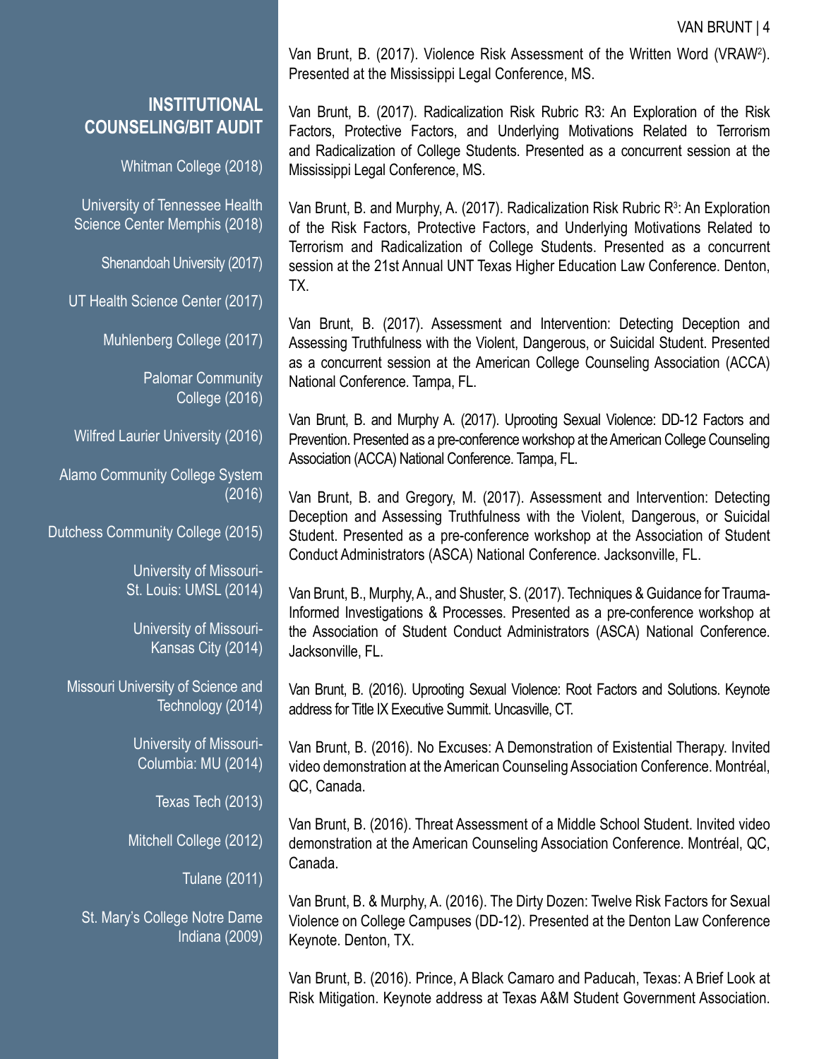## INSTITUTIONAL COUNSELING/BIT AUDIT

Whitman College (2018)

University of Tennessee Health Science Center Memphis (2018)

Shenandoah University (2017)

UT Health Science Center (2017)

Muhlenberg College (2017)

Palomar Community College (2016)

Wilfred Laurier University (2016)

Alamo Community College System (2016)

Dutchess Community College (2015)

University of Missouri-St. Louis: UMSL (2014)

University of Missouri-Kansas City (2014)

Missouri University of Science and Technology (2014)

University of Missouri-Columbia: MU (2014)

Texas Tech (2013)

Mitchell College (2012)

Tulane (2011)

St. Mary's College Notre Dame Indiana (2009)

Van Brunt, B. (2017). Violence Risk Assessment of the Written Word (VRAW$^2$). Presented at the Mississippi Legal Conference, MS.

Van Brunt, B. (2017). Radicalization Risk Rubric R3: An Exploration of the Risk Factors, Protective Factors, and Underlying Motivations Related to Terrorism and Radicalization of College Students. Presented as a concurrent session at the Mississippi Legal Conference, MS.

Van Brunt, B. and Murphy, A. (2017). Radicalization Risk Rubric R$^3$: An Exploration of the Risk Factors, Protective Factors, and Underlying Motivations Related to Terrorism and Radicalization of College Students. Presented as a concurrent session at the 21st Annual UNT Texas Higher Education Law Conference. Denton, TX.

Van Brunt, B. (2017). Assessment and Intervention: Detecting Deception and Assessing Truthfulness with the Violent, Dangerous, or Suicidal Student. Presented as a concurrent session at the American College Counseling Association (ACCA) National Conference. Tampa, FL.

Van Brunt, B. and Murphy A. (2017). Uprooting Sexual Violence: DD-12 Factors and Prevention. Presented as a pre-conference workshop at the American College Counseling Association (ACCA) National Conference. Tampa, FL.

Van Brunt, B. and Gregory, M. (2017). Assessment and Intervention: Detecting Deception and Assessing Truthfulness with the Violent, Dangerous, or Suicidal Student. Presented as a pre-conference workshop at the Association of Student Conduct Administrators (ASCA) National Conference. Jacksonville, FL.

Van Brunt, B., Murphy, A., and Shuster, S. (2017). Techniques & Guidance for Trauma-Informed Investigations & Processes. Presented as a pre-conference workshop at the Association of Student Conduct Administrators (ASCA) National Conference. Jacksonville, FL.

Van Brunt, B. (2016). Uprooting Sexual Violence: Root Factors and Solutions. Keynote address for Title IX Executive Summit. Uncasville, CT.

Van Brunt, B. (2016). No Excuses: A Demonstration of Existential Therapy. Invited video demonstration at the American Counseling Association Conference. Montréal, QC, Canada.

Van Brunt, B. (2016). Threat Assessment of a Middle School Student. Invited video demonstration at the American Counseling Association Conference. Montréal, QC, Canada.

Van Brunt, B. & Murphy, A. (2016). The Dirty Dozen: Twelve Risk Factors for Sexual Violence on College Campuses (DD-12). Presented at the Denton Law Conference Keynote. Denton, TX.

Van Brunt, B. (2016). Prince, A Black Camaro and Paducah, Texas: A Brief Look at Risk Mitigation. Keynote address at Texas A&M Student Government Association.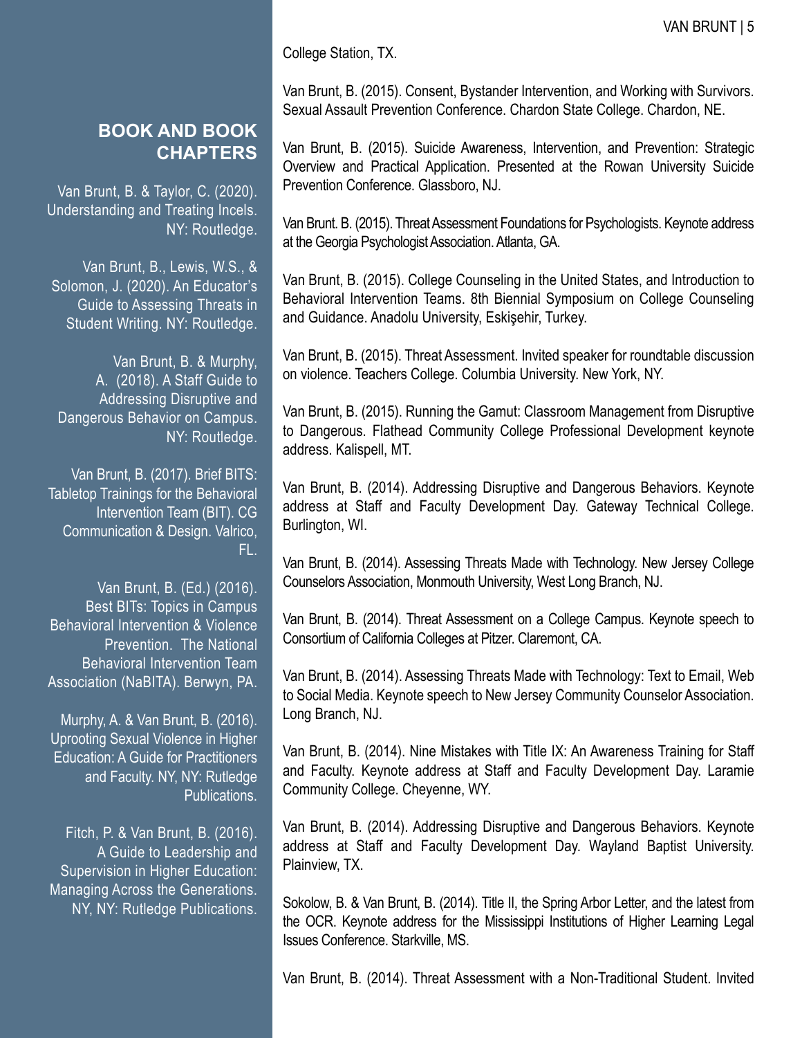College Station, TX.

Van Brunt, B. (2015). Consent, Bystander Intervention, and Working with Survivors. Sexual Assault Prevention Conference. Chardon State College. Chardon, NE.

Van Brunt, B. (2015). Suicide Awareness, Intervention, and Prevention: Strategic Overview and Practical Application. Presented at the Rowan University Suicide Prevention Conference. Glassboro, NJ.

Van Brunt. B. (2015). Threat Assessment Foundations for Psychologists. Keynote address at the Georgia Psychologist Association. Atlanta, GA.

Van Brunt, B. (2015). College Counseling in the United States, and Introduction to Behavioral Intervention Teams. 8th Biennial Symposium on College Counseling and Guidance. Anadolu University, Eskişehir, Turkey.

Van Brunt, B. (2015). Threat Assessment. Invited speaker for roundtable discussion on violence. Teachers College. Columbia University. New York, NY.

Van Brunt, B. (2015). Running the Gamut: Classroom Management from Disruptive to Dangerous. Flathead Community College Professional Development keynote address. Kalispell, MT.

Van Brunt, B. (2014). Addressing Disruptive and Dangerous Behaviors. Keynote address at Staff and Faculty Development Day. Gateway Technical College. Burlington, WI.

Van Brunt, B. (2014). Assessing Threats Made with Technology. New Jersey College Counselors Association, Monmouth University, West Long Branch, NJ.

Van Brunt, B. (2014). Threat Assessment on a College Campus. Keynote speech to Consortium of California Colleges at Pitzer. Claremont, CA.

Van Brunt, B. (2014). Assessing Threats Made with Technology: Text to Email, Web to Social Media. Keynote speech to New Jersey Community Counselor Association. Long Branch, NJ.

Van Brunt, B. (2014). Nine Mistakes with Title IX: An Awareness Training for Staff and Faculty. Keynote address at Staff and Faculty Development Day. Laramie Community College. Cheyenne, WY.

Van Brunt, B. (2014). Addressing Disruptive and Dangerous Behaviors. Keynote address at Staff and Faculty Development Day. Wayland Baptist University. Plainview, TX.

Sokolow, B. & Van Brunt, B. (2014). Title II, the Spring Arbor Letter, and the latest from the OCR. Keynote address for the Mississippi Institutions of Higher Learning Legal Issues Conference. Starkville, MS.

Van Brunt, B. (2014). Threat Assessment with a Non-Traditional Student. Invited

## BOOK AND BOOK CHAPTERS

Van Brunt, B. & Taylor, C. (2020). Understanding and Treating Incels. NY: Routledge.

Van Brunt, B., Lewis, W.S., & Solomon, J. (2020). An Educator's Guide to Assessing Threats in Student Writing. NY: Routledge.

Van Brunt, B. & Murphy, A. (2018). A Staff Guide to Addressing Disruptive and Dangerous Behavior on Campus. NY: Routledge.

Van Brunt, B. (2017). Brief BITS: Tabletop Trainings for the Behavioral Intervention Team (BIT). CG Communication & Design. Valrico, FL.

Van Brunt, B. (Ed.) (2016). Best BITs: Topics in Campus Behavioral Intervention & Violence Prevention. The National Behavioral Intervention Team Association (NaBITA). Berwyn, PA.

Murphy, A. & Van Brunt, B. (2016). Uprooting Sexual Violence in Higher Education: A Guide for Practitioners and Faculty. NY, NY: Rutledge Publications.

Fitch, P. & Van Brunt, B. (2016). A Guide to Leadership and Supervision in Higher Education: Managing Across the Generations. NY, NY: Rutledge Publications.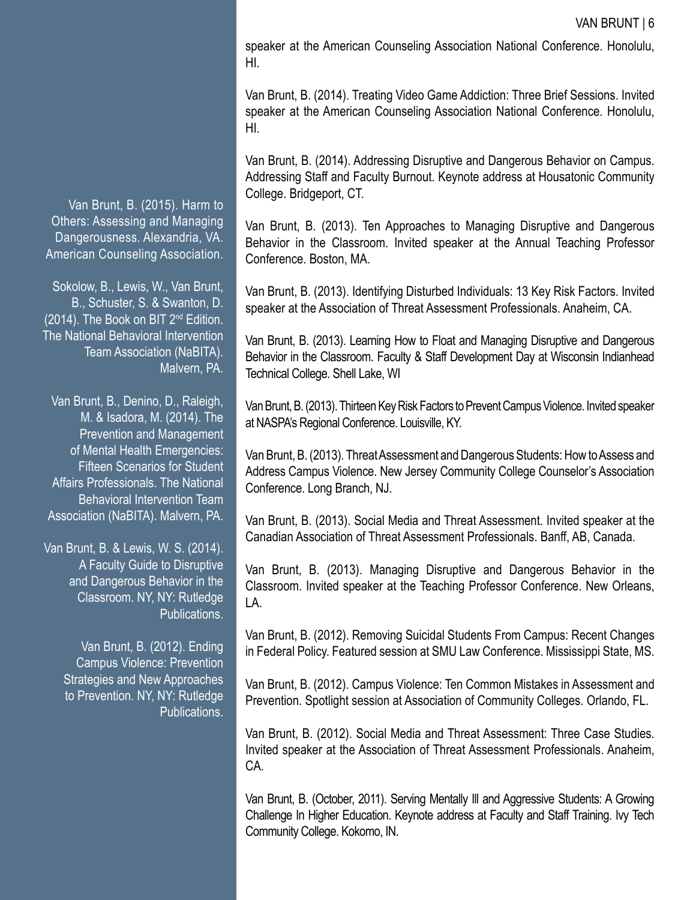speaker at the American Counseling Association National Conference. Honolulu, HI.

Van Brunt, B. (2014). Treating Video Game Addiction: Three Brief Sessions. Invited speaker at the American Counseling Association National Conference. Honolulu, HI.

Van Brunt, B. (2014). Addressing Disruptive and Dangerous Behavior on Campus. Addressing Staff and Faculty Burnout. Keynote address at Housatonic Community College. Bridgeport, CT.

Van Brunt, B. (2013). Ten Approaches to Managing Disruptive and Dangerous Behavior in the Classroom. Invited speaker at the Annual Teaching Professor Conference. Boston, MA.

Van Brunt, B. (2013). Identifying Disturbed Individuals: 13 Key Risk Factors. Invited speaker at the Association of Threat Assessment Professionals. Anaheim, CA.

Van Brunt, B. (2013). Learning How to Float and Managing Disruptive and Dangerous Behavior in the Classroom. Faculty & Staff Development Day at Wisconsin Indianhead Technical College. Shell Lake, WI

Van Brunt, B. (2013). Thirteen Key Risk Factors to Prevent Campus Violence. Invited speaker at NASPA's Regional Conference. Louisville, KY.

Van Brunt, B. (2013). Threat Assessment and Dangerous Students: How to Assess and Address Campus Violence. New Jersey Community College Counselor's Association Conference. Long Branch, NJ.

Van Brunt, B. (2013). Social Media and Threat Assessment. Invited speaker at the Canadian Association of Threat Assessment Professionals. Banff, AB, Canada.

Van Brunt, B. (2013). Managing Disruptive and Dangerous Behavior in the Classroom. Invited speaker at the Teaching Professor Conference. New Orleans, LA.

Van Brunt, B. (2012). Removing Suicidal Students From Campus: Recent Changes in Federal Policy. Featured session at SMU Law Conference. Mississippi State, MS.

Van Brunt, B. (2012). Campus Violence: Ten Common Mistakes in Assessment and Prevention. Spotlight session at Association of Community Colleges. Orlando, FL.

Van Brunt, B. (2012). Social Media and Threat Assessment: Three Case Studies. Invited speaker at the Association of Threat Assessment Professionals. Anaheim, CA.

Van Brunt, B. (October, 2011). Serving Mentally Ill and Aggressive Students: A Growing Challenge In Higher Education. Keynote address at Faculty and Staff Training. Ivy Tech Community College. Kokomo, IN.

Van Brunt, B. (2015). Harm to Others: Assessing and Managing Dangerousness. Alexandria, VA. American Counseling Association.

Sokolow, B., Lewis, W., Van Brunt, B., Schuster, S. & Swanton, D. (2014). The Book on BIT 2nd Edition. The National Behavioral Intervention Team Association (NaBITA). Malvern, PA.

Van Brunt, B., Denino, D., Raleigh, M. & Isadora, M. (2014). The Prevention and Management of Mental Health Emergencies: Fifteen Scenarios for Student Affairs Professionals. The National Behavioral Intervention Team Association (NaBITA). Malvern, PA.

Van Brunt, B. & Lewis, W. S. (2014). A Faculty Guide to Disruptive and Dangerous Behavior in the Classroom. NY, NY: Rutledge Publications.

Van Brunt, B. (2012). Ending Campus Violence: Prevention Strategies and New Approaches to Prevention. NY, NY: Rutledge Publications.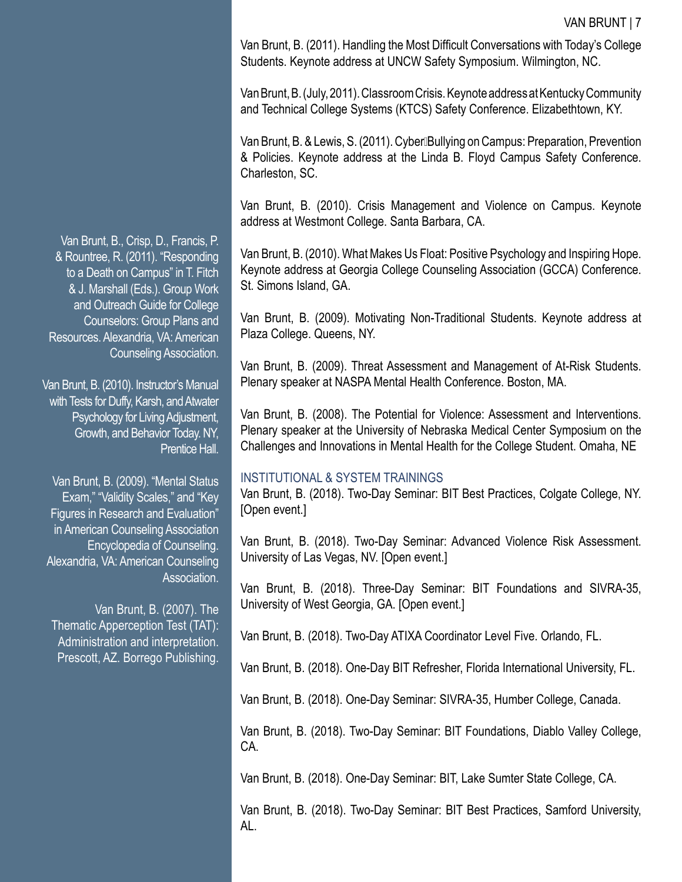Van Brunt, B. (2011). Handling the Most Difficult Conversations with Today's College Students. Keynote address at UNCW Safety Symposium. Wilmington, NC.

Van Brunt, B. (July, 2011). Classroom Crisis. Keynote address at Kentucky Community and Technical College Systems (KTCS) Safety Conference. Elizabethtown, KY.

Van Brunt, B. & Lewis, S. (2011). Cyber-Bullying on Campus: Preparation, Prevention & Policies. Keynote address at the Linda B. Floyd Campus Safety Conference. Charleston, SC.

Van Brunt, B. (2010). Crisis Management and Violence on Campus. Keynote address at Westmont College. Santa Barbara, CA.

Van Brunt, B. (2010). What Makes Us Float: Positive Psychology and Inspiring Hope. Keynote address at Georgia College Counseling Association (GCCA) Conference. St. Simons Island, GA.

Van Brunt, B. (2009). Motivating Non-Traditional Students. Keynote address at Plaza College. Queens, NY.

Van Brunt, B. (2009). Threat Assessment and Management of At-Risk Students. Plenary speaker at NASPA Mental Health Conference. Boston, MA.

Van Brunt, B. (2008). The Potential for Violence: Assessment and Interventions. Plenary speaker at the University of Nebraska Medical Center Symposium on the Challenges and Innovations in Mental Health for the College Student. Omaha, NE

## INSTITUTIONAL & SYSTEM TRAININGS

Van Brunt, B. (2018). Two-Day Seminar: BIT Best Practices, Colgate College, NY. [Open event.]

Van Brunt, B. (2018). Two-Day Seminar: Advanced Violence Risk Assessment. University of Las Vegas, NV. [Open event.]

Van Brunt, B. (2018). Three-Day Seminar: BIT Foundations and SIVRA-35, University of West Georgia, GA. [Open event.]

Van Brunt, B. (2018). Two-Day ATIXA Coordinator Level Five. Orlando, FL.

Van Brunt, B. (2018). One-Day BIT Refresher, Florida International University, FL.

Van Brunt, B. (2018). One-Day Seminar: SIVRA-35, Humber College, Canada.

Van Brunt, B. (2018). Two-Day Seminar: BIT Foundations, Diablo Valley College, CA.

Van Brunt, B. (2018). One-Day Seminar: BIT, Lake Sumter State College, CA.

Van Brunt, B. (2018). Two-Day Seminar: BIT Best Practices, Samford University, AL.

Van Brunt, B., Crisp, D., Francis, P. & Rountree, R. (2011). "Responding to a Death on Campus" in T. Fitch & J. Marshall (Eds.). Group Work and Outreach Guide for College Counselors: Group Plans and Resources. Alexandria, VA: American Counseling Association.

Van Brunt, B. (2010). Instructor's Manual with Tests for Duffy, Karsh, and Atwater Psychology for Living Adjustment, Growth, and Behavior Today. NY, Prentice Hall.

Van Brunt, B. (2009). "Mental Status Exam," "Validity Scales," and "Key Figures in Research and Evaluation" in American Counseling Association Encyclopedia of Counseling. Alexandria, VA: American Counseling Association.

Van Brunt, B. (2007). The Thematic Apperception Test (TAT): Administration and interpretation. Prescott, AZ. Borrego Publishing.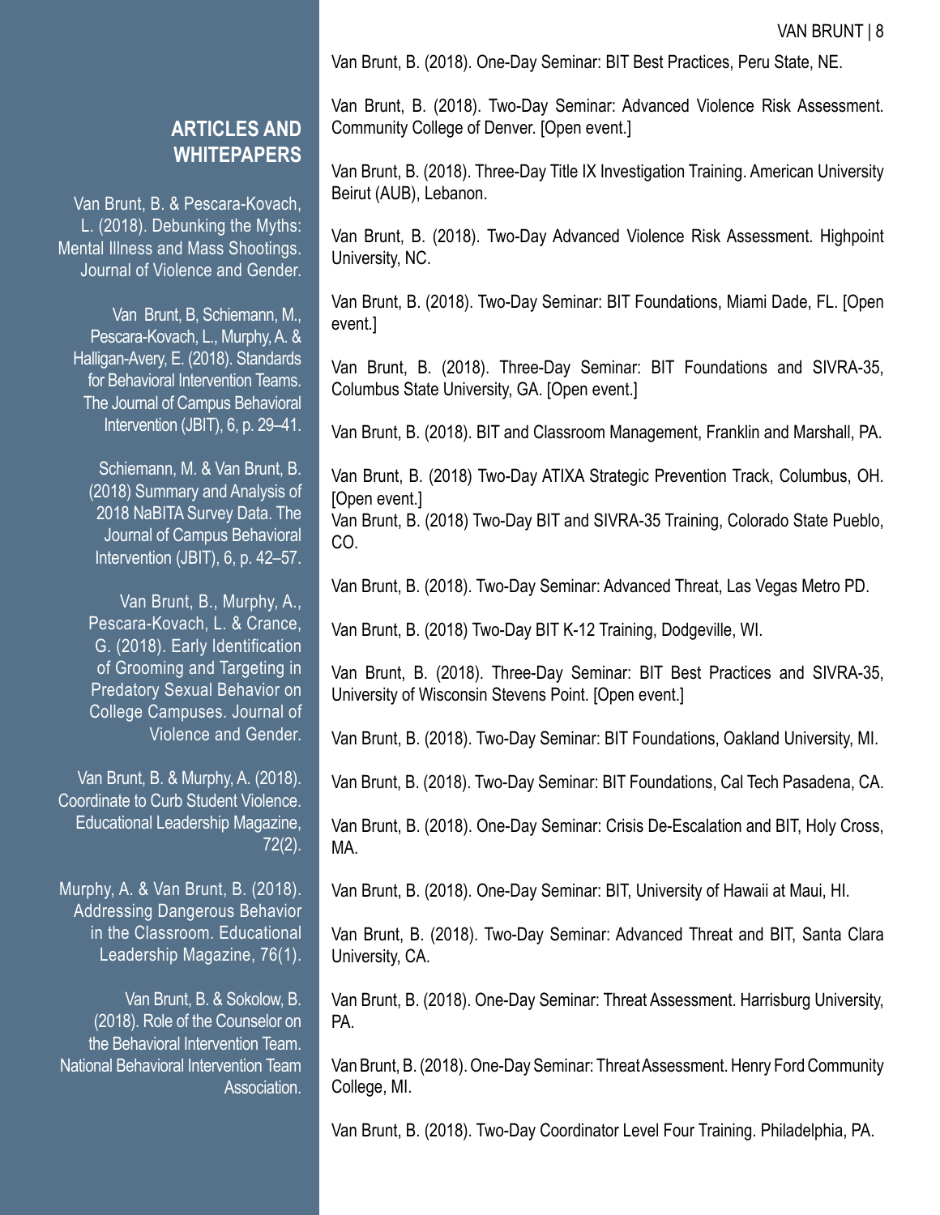## ARTICLES AND WHITEPAPERS

Van Brunt, B. & Pescara-Kovach, L. (2018). Debunking the Myths: Mental Illness and Mass Shootings. Journal of Violence and Gender.

Van Brunt, B, Schiemann, M., Pescara-Kovach, L., Murphy, A. & Halligan-Avery, E. (2018). Standards for Behavioral Intervention Teams. The Journal of Campus Behavioral Intervention (JBIT), 6, p. 29–41.

Schiemann, M. & Van Brunt, B. (2018) Summary and Analysis of 2018 NaBITA Survey Data. The Journal of Campus Behavioral Intervention (JBIT), 6, p. 42–57.

Van Brunt, B., Murphy, A., Pescara-Kovach, L. & Crance, G. (2018). Early Identification of Grooming and Targeting in Predatory Sexual Behavior on College Campuses. Journal of Violence and Gender.

Van Brunt, B. & Murphy, A. (2018). Coordinate to Curb Student Violence. Educational Leadership Magazine, 72(2).

Murphy, A. & Van Brunt, B. (2018). Addressing Dangerous Behavior in the Classroom. Educational Leadership Magazine, 76(1).

Van Brunt, B. & Sokolow, B. (2018). Role of the Counselor on the Behavioral Intervention Team. National Behavioral Intervention Team Association.

Van Brunt, B. (2018). One-Day Seminar: BIT Best Practices, Peru State, NE.

Van Brunt, B. (2018). Two-Day Seminar: Advanced Violence Risk Assessment. Community College of Denver. [Open event.]

Van Brunt, B. (2018). Three-Day Title IX Investigation Training. American University Beirut (AUB), Lebanon.

Van Brunt, B. (2018). Two-Day Advanced Violence Risk Assessment. Highpoint University, NC.

Van Brunt, B. (2018). Two-Day Seminar: BIT Foundations, Miami Dade, FL. [Open event.]

Van Brunt, B. (2018). Three-Day Seminar: BIT Foundations and SIVRA-35, Columbus State University, GA. [Open event.]

Van Brunt, B. (2018). BIT and Classroom Management, Franklin and Marshall, PA.

Van Brunt, B. (2018) Two-Day ATIXA Strategic Prevention Track, Columbus, OH. [Open event.]

Van Brunt, B. (2018) Two-Day BIT and SIVRA-35 Training, Colorado State Pueblo, CO.

Van Brunt, B. (2018). Two-Day Seminar: Advanced Threat, Las Vegas Metro PD.

Van Brunt, B. (2018) Two-Day BIT K-12 Training, Dodgeville, WI.

Van Brunt, B. (2018). Three-Day Seminar: BIT Best Practices and SIVRA-35, University of Wisconsin Stevens Point. [Open event.]

Van Brunt, B. (2018). Two-Day Seminar: BIT Foundations, Oakland University, MI.

Van Brunt, B. (2018). Two-Day Seminar: BIT Foundations, Cal Tech Pasadena, CA.

Van Brunt, B. (2018). One-Day Seminar: Crisis De-Escalation and BIT, Holy Cross, MA.

Van Brunt, B. (2018). One-Day Seminar: BIT, University of Hawaii at Maui, HI.

Van Brunt, B. (2018). Two-Day Seminar: Advanced Threat and BIT, Santa Clara University, CA.

Van Brunt, B. (2018). One-Day Seminar: Threat Assessment. Harrisburg University, PA.

Van Brunt, B. (2018). One-Day Seminar: Threat Assessment. Henry Ford Community College, MI.

Van Brunt, B. (2018). Two-Day Coordinator Level Four Training. Philadelphia, PA.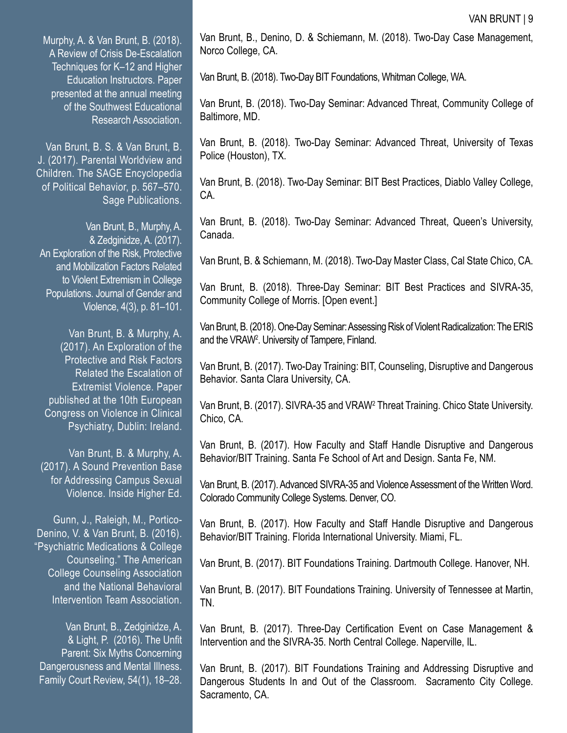Murphy, A. & Van Brunt, B. (2018). A Review of Crisis De-Escalation Techniques for K–12 and Higher Education Instructors. Paper presented at the annual meeting of the Southwest Educational Research Association.

Van Brunt, B. S. & Van Brunt, B. J. (2017). Parental Worldview and Children. The SAGE Encyclopedia of Political Behavior, p. 567–570. Sage Publications.

Van Brunt, B., Murphy, A. & Zedginidze, A. (2017). An Exploration of the Risk, Protective and Mobilization Factors Related to Violent Extremism in College Populations. Journal of Gender and Violence, 4(3), p. 81–101.

Van Brunt, B. & Murphy, A. (2017). An Exploration of the Protective and Risk Factors Related the Escalation of Extremist Violence. Paper published at the 10th European Congress on Violence in Clinical Psychiatry, Dublin: Ireland.

Van Brunt, B. & Murphy, A. (2017). A Sound Prevention Base for Addressing Campus Sexual Violence. Inside Higher Ed.

Gunn, J., Raleigh, M., Portico-Denino, V. & Van Brunt, B. (2016). "Psychiatric Medications & College Counseling." The American College Counseling Association and the National Behavioral Intervention Team Association.

Van Brunt, B., Zedginidze, A. & Light, P. (2016). The Unfit Parent: Six Myths Concerning Dangerousness and Mental Illness. Family Court Review, 54(1), 18–28.

Van Brunt, B., Denino, D. & Schiemann, M. (2018). Two-Day Case Management, Norco College, CA.

Van Brunt, B. (2018). Two-Day BIT Foundations, Whitman College, WA.

Van Brunt, B. (2018). Two-Day Seminar: Advanced Threat, Community College of Baltimore, MD.

Van Brunt, B. (2018). Two-Day Seminar: Advanced Threat, University of Texas Police (Houston), TX.

Van Brunt, B. (2018). Two-Day Seminar: BIT Best Practices, Diablo Valley College, CA.

Van Brunt, B. (2018). Two-Day Seminar: Advanced Threat, Queen's University, Canada.

Van Brunt, B. & Schiemann, M. (2018). Two-Day Master Class, Cal State Chico, CA.

Van Brunt, B. (2018). Three-Day Seminar: BIT Best Practices and SIVRA-35, Community College of Morris. [Open event.]

Van Brunt, B. (2018). One-Day Seminar: Assessing Risk of Violent Radicalization: The ERIS and the VRAW$^2$. University of Tampere, Finland.

Van Brunt, B. (2017). Two-Day Training: BIT, Counseling, Disruptive and Dangerous Behavior. Santa Clara University, CA.

Van Brunt, B. (2017). SIVRA-35 and VRAW$^2$ Threat Training. Chico State University. Chico, CA.

Van Brunt, B. (2017). How Faculty and Staff Handle Disruptive and Dangerous Behavior/BIT Training. Santa Fe School of Art and Design. Santa Fe, NM.

Van Brunt, B. (2017). Advanced SIVRA-35 and Violence Assessment of the Written Word. Colorado Community College Systems. Denver, CO.

Van Brunt, B. (2017). How Faculty and Staff Handle Disruptive and Dangerous Behavior/BIT Training. Florida International University. Miami, FL.

Van Brunt, B. (2017). BIT Foundations Training. Dartmouth College. Hanover, NH.

Van Brunt, B. (2017). BIT Foundations Training. University of Tennessee at Martin, TN.

Van Brunt, B. (2017). Three-Day Certification Event on Case Management & Intervention and the SIVRA-35. North Central College. Naperville, IL.

Van Brunt, B. (2017). BIT Foundations Training and Addressing Disruptive and Dangerous Students In and Out of the Classroom. Sacramento City College. Sacramento, CA.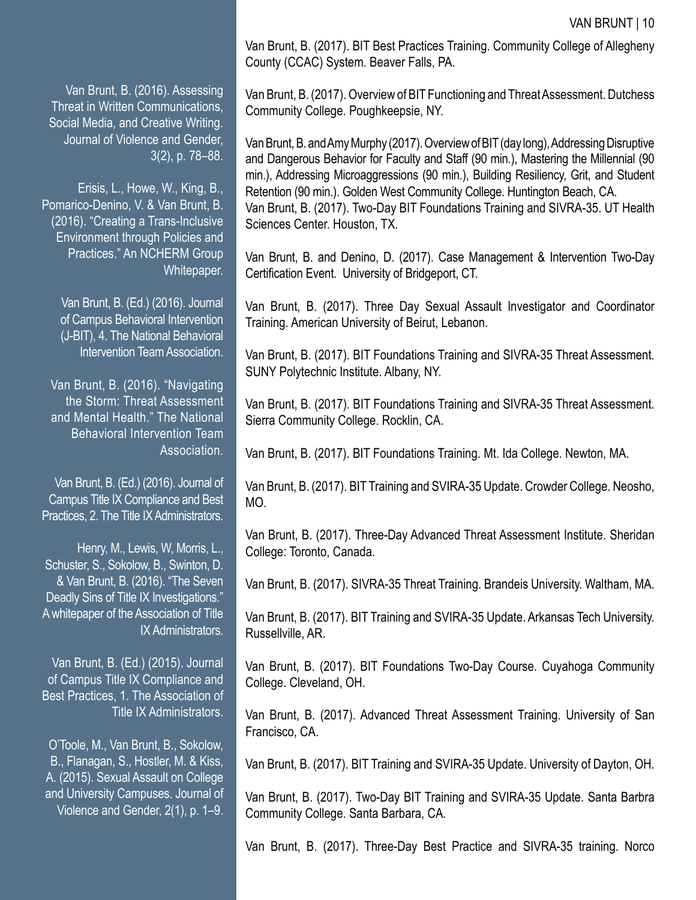Van Brunt, B. (2016). Assessing Threat in Written Communications, Social Media, and Creative Writing. Journal of Violence and Gender, 3(2), p. 78–88.

Erisis, L., Howe, W., King, B., Pomarico-Denino, V. & Van Brunt, B. (2016). "Creating a Trans-Inclusive Environment through Policies and Practices." An NCHERM Group Whitepaper.

Van Brunt, B. (Ed.) (2016). Journal of Campus Behavioral Intervention (J-BIT), 4. The National Behavioral Intervention Team Association.

Van Brunt, B. (2016). "Navigating the Storm: Threat Assessment and Mental Health." The National Behavioral Intervention Team Association.

Van Brunt, B. (Ed.) (2016). Journal of Campus Title IX Compliance and Best Practices, 2. The Title IX Administrators.

Henry, M., Lewis, W, Morris, L., Schuster, S., Sokolow, B., Swinton, D. & Van Brunt, B. (2016). "The Seven Deadly Sins of Title IX Investigations." A whitepaper of the Association of Title IX Administrators.

Van Brunt, B. (Ed.) (2015). Journal of Campus Title IX Compliance and Best Practices, 1. The Association of Title IX Administrators.

O'Toole, M., Van Brunt, B., Sokolow, B., Flanagan, S., Hostler, M. & Kiss, A. (2015). Sexual Assault on College and University Campuses. Journal of Violence and Gender, 2(1), p. 1–9.

Van Brunt, B. (2017). BIT Best Practices Training. Community College of Allegheny County (CCAC) System. Beaver Falls, PA.

Van Brunt, B. (2017). Overview of BIT Functioning and Threat Assessment. Dutchess Community College. Poughkeepsie, NY.

Van Brunt, B. and Amy Murphy (2017). Overview of BIT (day long), Addressing Disruptive and Dangerous Behavior for Faculty and Staff (90 min.), Mastering the Millennial (90 min.), Addressing Microaggressions (90 min.), Building Resiliency, Grit, and Student Retention (90 min.). Golden West Community College. Huntington Beach, CA.

Van Brunt, B. (2017). Two-Day BIT Foundations Training and SIVRA-35. UT Health Sciences Center. Houston, TX.

Van Brunt, B. and Denino, D. (2017). Case Management & Intervention Two-Day Certification Event. University of Bridgeport, CT.

Van Brunt, B. (2017). Three Day Sexual Assault Investigator and Coordinator Training. American University of Beirut, Lebanon.

Van Brunt, B. (2017). BIT Foundations Training and SIVRA-35 Threat Assessment. SUNY Polytechnic Institute. Albany, NY.

Van Brunt, B. (2017). BIT Foundations Training and SIVRA-35 Threat Assessment. Sierra Community College. Rocklin, CA.

Van Brunt, B. (2017). BIT Foundations Training. Mt. Ida College. Newton, MA.

Van Brunt, B. (2017). BIT Training and SVIRA-35 Update. Crowder College. Neosho, MO.

Van Brunt, B. (2017). Three-Day Advanced Threat Assessment Institute. Sheridan College: Toronto, Canada.

Van Brunt, B. (2017). SIVRA-35 Threat Training. Brandeis University. Waltham, MA.

Van Brunt, B. (2017). BIT Training and SVIRA-35 Update. Arkansas Tech University. Russellville, AR.

Van Brunt, B. (2017). BIT Foundations Two-Day Course. Cuyahoga Community College. Cleveland, OH.

Van Brunt, B. (2017). Advanced Threat Assessment Training. University of San Francisco, CA.

Van Brunt, B. (2017). BIT Training and SVIRA-35 Update. University of Dayton, OH.

Van Brunt, B. (2017). Two-Day BIT Training and SVIRA-35 Update. Santa Barbra Community College. Santa Barbara, CA.

Van Brunt, B. (2017). Three-Day Best Practice and SIVRA-35 training. Norco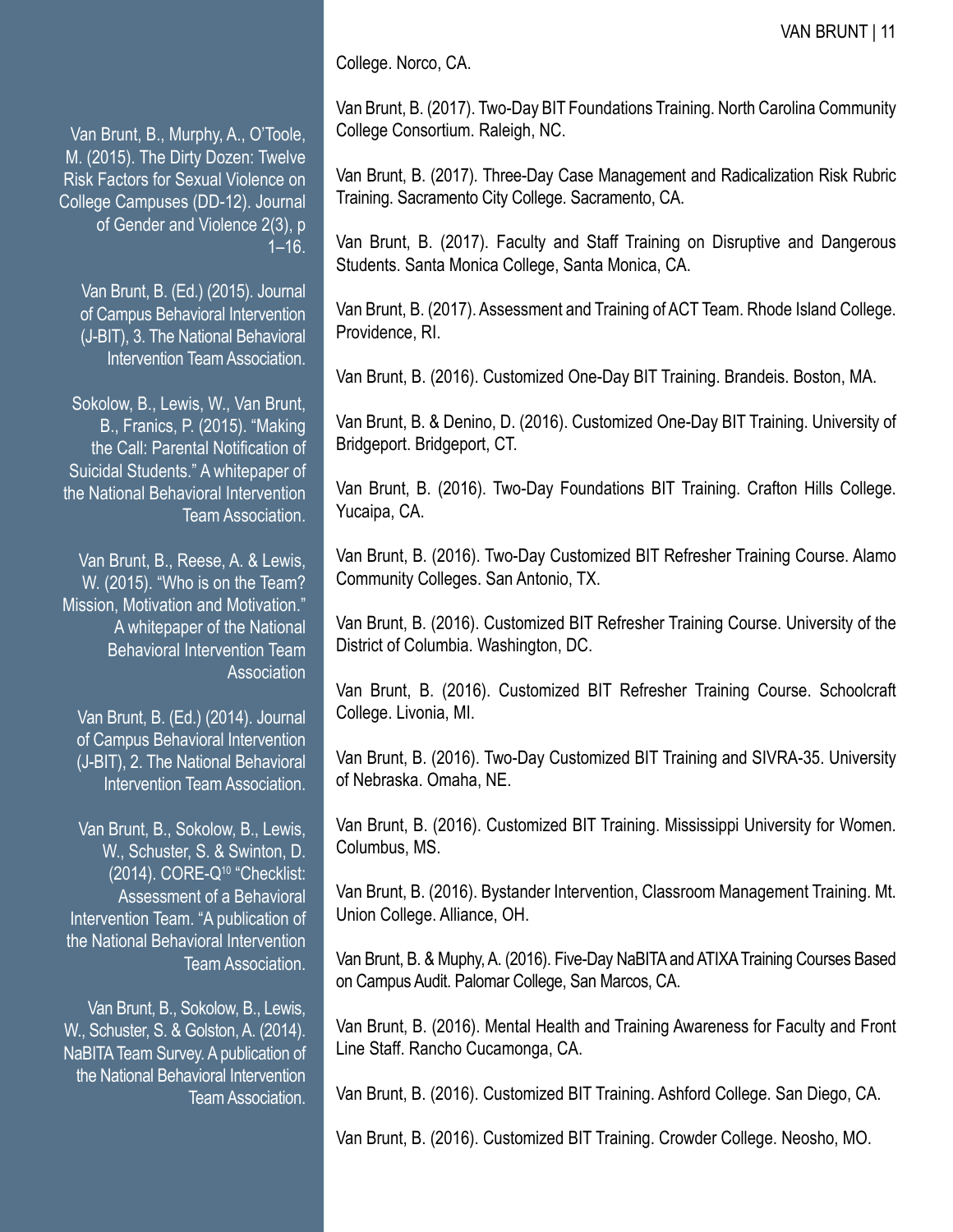Van Brunt, B., Murphy, A., O'Toole, M. (2015). The Dirty Dozen: Twelve Risk Factors for Sexual Violence on College Campuses (DD-12). Journal of Gender and Violence 2(3), p 1–16.

Van Brunt, B. (Ed.) (2015). Journal of Campus Behavioral Intervention (J-BIT), 3. The National Behavioral Intervention Team Association.

Sokolow, B., Lewis, W., Van Brunt, B., Franics, P. (2015). "Making the Call: Parental Notification of Suicidal Students." A whitepaper of the National Behavioral Intervention Team Association.

Van Brunt, B., Reese, A. & Lewis, W. (2015). "Who is on the Team? Mission, Motivation and Motivation." A whitepaper of the National Behavioral Intervention Team Association

Van Brunt, B. (Ed.) (2014). Journal of Campus Behavioral Intervention (J-BIT), 2. The National Behavioral Intervention Team Association.

Van Brunt, B., Sokolow, B., Lewis, W., Schuster, S. & Swinton, D. (2014). CORE-Q[10] "Checklist: Assessment of a Behavioral Intervention Team. "A publication of the National Behavioral Intervention Team Association.

Van Brunt, B., Sokolow, B., Lewis, W., Schuster, S. & Golston, A. (2014). NaBITA Team Survey. A publication of the National Behavioral Intervention Team Association.

College. Norco, CA.

Van Brunt, B. (2017). Two-Day BIT Foundations Training. North Carolina Community College Consortium. Raleigh, NC.

Van Brunt, B. (2017). Three-Day Case Management and Radicalization Risk Rubric Training. Sacramento City College. Sacramento, CA.

Van Brunt, B. (2017). Faculty and Staff Training on Disruptive and Dangerous Students. Santa Monica College, Santa Monica, CA.

Van Brunt, B. (2017). Assessment and Training of ACT Team. Rhode Island College. Providence, RI.

Van Brunt, B. (2016). Customized One-Day BIT Training. Brandeis. Boston, MA.

Van Brunt, B. & Denino, D. (2016). Customized One-Day BIT Training. University of Bridgeport. Bridgeport, CT.

Van Brunt, B. (2016). Two-Day Foundations BIT Training. Crafton Hills College. Yucaipa, CA.

Van Brunt, B. (2016). Two-Day Customized BIT Refresher Training Course. Alamo Community Colleges. San Antonio, TX.

Van Brunt, B. (2016). Customized BIT Refresher Training Course. University of the District of Columbia. Washington, DC.

Van Brunt, B. (2016). Customized BIT Refresher Training Course. Schoolcraft College. Livonia, MI.

Van Brunt, B. (2016). Two-Day Customized BIT Training and SIVRA-35. University of Nebraska. Omaha, NE.

Van Brunt, B. (2016). Customized BIT Training. Mississippi University for Women. Columbus, MS.

Van Brunt, B. (2016). Bystander Intervention, Classroom Management Training. Mt. Union College. Alliance, OH.

Van Brunt, B. & Muphy, A. (2016). Five-Day NaBITA and ATIXA Training Courses Based on Campus Audit. Palomar College, San Marcos, CA.

Van Brunt, B. (2016). Mental Health and Training Awareness for Faculty and Front Line Staff. Rancho Cucamonga, CA.

Van Brunt, B. (2016). Customized BIT Training. Ashford College. San Diego, CA.

Van Brunt, B. (2016). Customized BIT Training. Crowder College. Neosho, MO.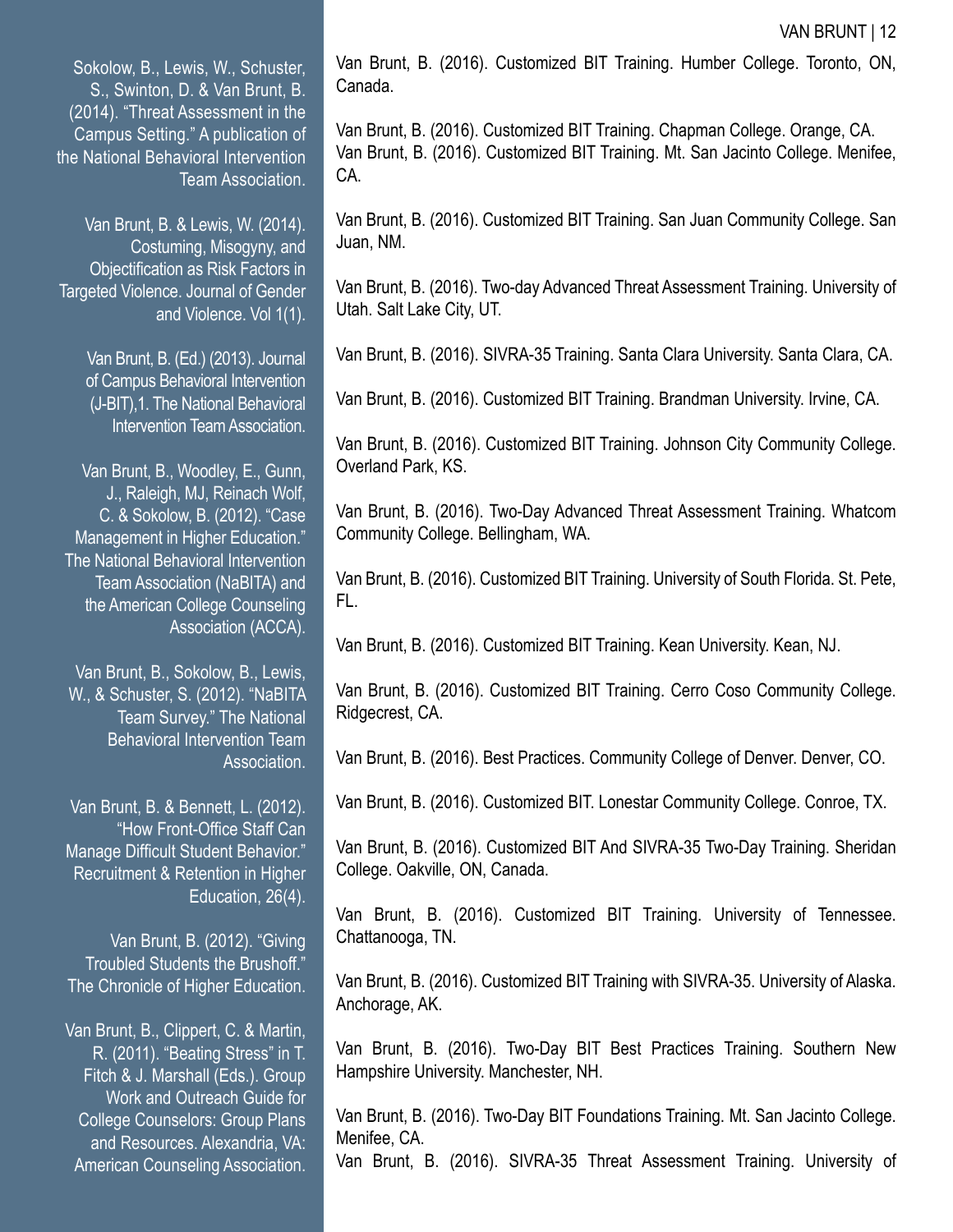Sokolow, B., Lewis, W., Schuster, S., Swinton, D. & Van Brunt, B. (2014). "Threat Assessment in the Campus Setting." A publication of the National Behavioral Intervention Team Association.

Van Brunt, B. & Lewis, W. (2014). Costuming, Misogyny, and Objectification as Risk Factors in Targeted Violence. Journal of Gender and Violence. Vol 1(1).

Van Brunt, B. (Ed.) (2013). Journal of Campus Behavioral Intervention (J-BIT),1. The National Behavioral Intervention Team Association.

Van Brunt, B., Woodley, E., Gunn, J., Raleigh, MJ, Reinach Wolf, C. & Sokolow, B. (2012). "Case Management in Higher Education." The National Behavioral Intervention Team Association (NaBITA) and the American College Counseling Association (ACCA).

Van Brunt, B., Sokolow, B., Lewis, W., & Schuster, S. (2012). "NaBITA Team Survey." The National Behavioral Intervention Team Association.

Van Brunt, B. & Bennett, L. (2012). "How Front-Office Staff Can Manage Difficult Student Behavior." Recruitment & Retention in Higher Education, 26(4).

Van Brunt, B. (2012). "Giving Troubled Students the Brushoff." The Chronicle of Higher Education.

Van Brunt, B., Clippert, C. & Martin, R. (2011). "Beating Stress" in T. Fitch & J. Marshall (Eds.). Group Work and Outreach Guide for College Counselors: Group Plans and Resources. Alexandria, VA: American Counseling Association.

Van Brunt, B. (2016). Customized BIT Training. Humber College. Toronto, ON, Canada.

Van Brunt, B. (2016). Customized BIT Training. Chapman College. Orange, CA.
Van Brunt, B. (2016). Customized BIT Training. Mt. San Jacinto College. Menifee, CA.

Van Brunt, B. (2016). Customized BIT Training. San Juan Community College. San Juan, NM.

Van Brunt, B. (2016). Two-day Advanced Threat Assessment Training. University of Utah. Salt Lake City, UT.

Van Brunt, B. (2016). SIVRA-35 Training. Santa Clara University. Santa Clara, CA.

Van Brunt, B. (2016). Customized BIT Training. Brandman University. Irvine, CA.

Van Brunt, B. (2016). Customized BIT Training. Johnson City Community College. Overland Park, KS.

Van Brunt, B. (2016). Two-Day Advanced Threat Assessment Training. Whatcom Community College. Bellingham, WA.

Van Brunt, B. (2016). Customized BIT Training. University of South Florida. St. Pete, FL.

Van Brunt, B. (2016). Customized BIT Training. Kean University. Kean, NJ.

Van Brunt, B. (2016). Customized BIT Training. Cerro Coso Community College. Ridgecrest, CA.

Van Brunt, B. (2016). Best Practices. Community College of Denver. Denver, CO.

Van Brunt, B. (2016). Customized BIT. Lonestar Community College. Conroe, TX.

Van Brunt, B. (2016). Customized BIT And SIVRA-35 Two-Day Training. Sheridan College. Oakville, ON, Canada.

Van Brunt, B. (2016). Customized BIT Training. University of Tennessee. Chattanooga, TN.

Van Brunt, B. (2016). Customized BIT Training with SIVRA-35. University of Alaska. Anchorage, AK.

Van Brunt, B. (2016). Two-Day BIT Best Practices Training. Southern New Hampshire University. Manchester, NH.

Van Brunt, B. (2016). Two-Day BIT Foundations Training. Mt. San Jacinto College. Menifee, CA.
Van Brunt, B. (2016). SIVRA-35 Threat Assessment Training. University of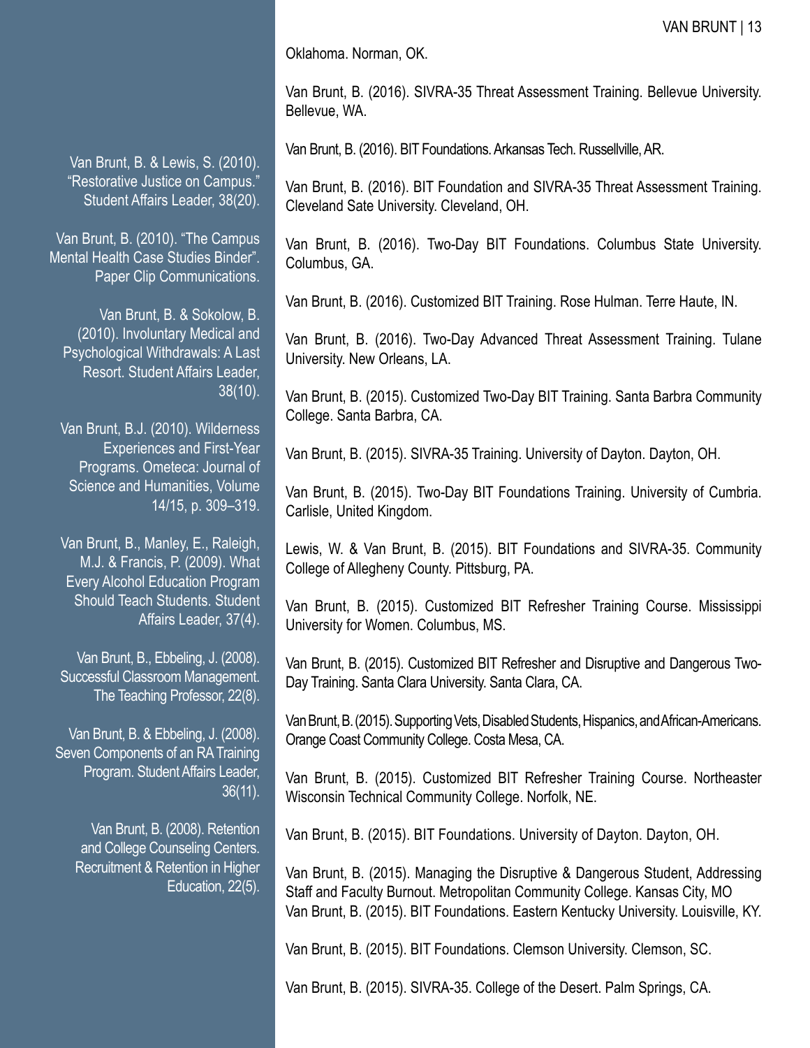Van Brunt, B. & Lewis, S. (2010). "Restorative Justice on Campus." Student Affairs Leader, 38(20).

Van Brunt, B. (2010). "The Campus Mental Health Case Studies Binder". Paper Clip Communications.

Van Brunt, B. & Sokolow, B. (2010). Involuntary Medical and Psychological Withdrawals: A Last Resort. Student Affairs Leader, 38(10).

Van Brunt, B.J. (2010). Wilderness Experiences and First-Year Programs. Ometeca: Journal of Science and Humanities, Volume 14/15, p. 309–319.

Van Brunt, B., Manley, E., Raleigh, M.J. & Francis, P. (2009). What Every Alcohol Education Program Should Teach Students. Student Affairs Leader, 37(4).

Van Brunt, B., Ebbeling, J. (2008). Successful Classroom Management. The Teaching Professor, 22(8).

Van Brunt, B. & Ebbeling, J. (2008). Seven Components of an RA Training Program. Student Affairs Leader, 36(11).

Van Brunt, B. (2008). Retention and College Counseling Centers. Recruitment & Retention in Higher Education, 22(5).

Oklahoma. Norman, OK.

Van Brunt, B. (2016). SIVRA-35 Threat Assessment Training. Bellevue University. Bellevue, WA.

Van Brunt, B. (2016). BIT Foundations. Arkansas Tech. Russellville, AR.

Van Brunt, B. (2016). BIT Foundation and SIVRA-35 Threat Assessment Training. Cleveland Sate University. Cleveland, OH.

Van Brunt, B. (2016). Two-Day BIT Foundations. Columbus State University. Columbus, GA.

Van Brunt, B. (2016). Customized BIT Training. Rose Hulman. Terre Haute, IN.

Van Brunt, B. (2016). Two-Day Advanced Threat Assessment Training. Tulane University. New Orleans, LA.

Van Brunt, B. (2015). Customized Two-Day BIT Training. Santa Barbra Community College. Santa Barbra, CA.

Van Brunt, B. (2015). SIVRA-35 Training. University of Dayton. Dayton, OH.

Van Brunt, B. (2015). Two-Day BIT Foundations Training. University of Cumbria. Carlisle, United Kingdom.

Lewis, W. & Van Brunt, B. (2015). BIT Foundations and SIVRA-35. Community College of Allegheny County. Pittsburg, PA.

Van Brunt, B. (2015). Customized BIT Refresher Training Course. Mississippi University for Women. Columbus, MS.

Van Brunt, B. (2015). Customized BIT Refresher and Disruptive and Dangerous Two-Day Training. Santa Clara University. Santa Clara, CA.

Van Brunt, B. (2015). Supporting Vets, Disabled Students, Hispanics, and African-Americans. Orange Coast Community College. Costa Mesa, CA.

Van Brunt, B. (2015). Customized BIT Refresher Training Course. Northeaster Wisconsin Technical Community College. Norfolk, NE.

Van Brunt, B. (2015). BIT Foundations. University of Dayton. Dayton, OH.

Van Brunt, B. (2015). Managing the Disruptive & Dangerous Student, Addressing Staff and Faculty Burnout. Metropolitan Community College. Kansas City, MO

Van Brunt, B. (2015). BIT Foundations. Eastern Kentucky University. Louisville, KY.

Van Brunt, B. (2015). BIT Foundations. Clemson University. Clemson, SC.

Van Brunt, B. (2015). SIVRA-35. College of the Desert. Palm Springs, CA.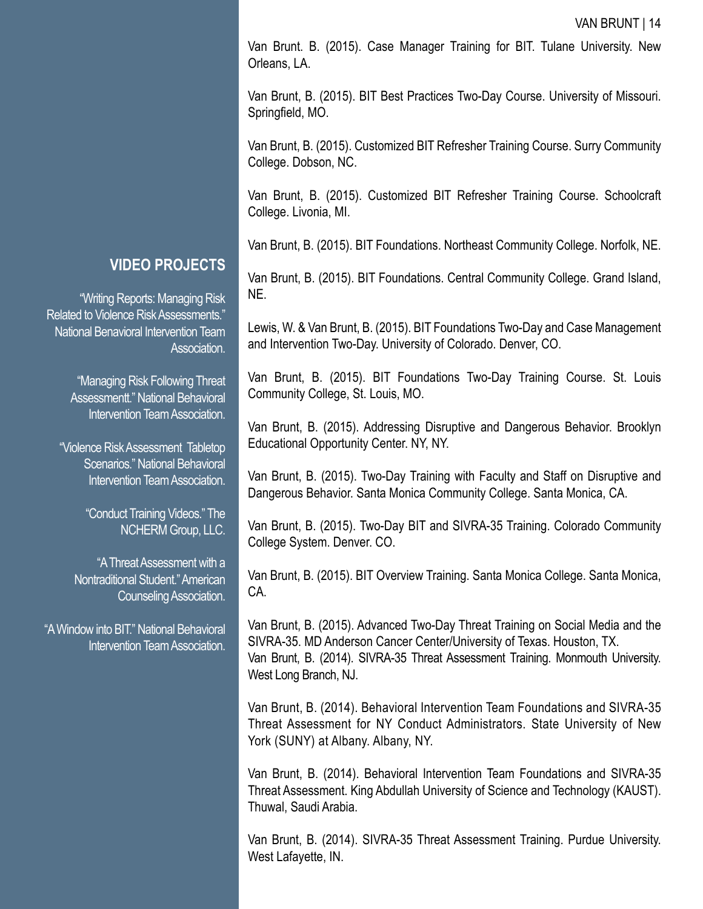Van Brunt. B. (2015). Case Manager Training for BIT. Tulane University. New Orleans, LA.

Van Brunt, B. (2015). BIT Best Practices Two-Day Course. University of Missouri. Springfield, MO.

Van Brunt, B. (2015). Customized BIT Refresher Training Course. Surry Community College. Dobson, NC.

Van Brunt, B. (2015). Customized BIT Refresher Training Course. Schoolcraft College. Livonia, MI.

Van Brunt, B. (2015). BIT Foundations. Northeast Community College. Norfolk, NE.

Van Brunt, B. (2015). BIT Foundations. Central Community College. Grand Island, NE.

Lewis, W. & Van Brunt, B. (2015). BIT Foundations Two-Day and Case Management and Intervention Two-Day. University of Colorado. Denver, CO.

Van Brunt, B. (2015). BIT Foundations Two-Day Training Course. St. Louis Community College, St. Louis, MO.

Van Brunt, B. (2015). Addressing Disruptive and Dangerous Behavior. Brooklyn Educational Opportunity Center. NY, NY.

Van Brunt, B. (2015). Two-Day Training with Faculty and Staff on Disruptive and Dangerous Behavior. Santa Monica Community College. Santa Monica, CA.

Van Brunt, B. (2015). Two-Day BIT and SIVRA-35 Training. Colorado Community College System. Denver. CO.

Van Brunt, B. (2015). BIT Overview Training. Santa Monica College. Santa Monica, CA.

Van Brunt, B. (2015). Advanced Two-Day Threat Training on Social Media and the SIVRA-35. MD Anderson Cancer Center/University of Texas. Houston, TX.

Van Brunt, B. (2014). SIVRA-35 Threat Assessment Training. Monmouth University. West Long Branch, NJ.

Van Brunt, B. (2014). Behavioral Intervention Team Foundations and SIVRA-35 Threat Assessment for NY Conduct Administrators. State University of New York (SUNY) at Albany. Albany, NY.

Van Brunt, B. (2014). Behavioral Intervention Team Foundations and SIVRA-35 Threat Assessment. King Abdullah University of Science and Technology (KAUST). Thuwal, Saudi Arabia.

Van Brunt, B. (2014). SIVRA-35 Threat Assessment Training. Purdue University. West Lafayette, IN.

## VIDEO PROJECTS

"Writing Reports: Managing Risk Related to Violence Risk Assessments." National Benavioral Intervention Team Association.

"Managing Risk Following Threat Assessmentt." National Behavioral Intervention Team Association.

"Violence Risk Assessment Tabletop Scenarios." National Behavioral Intervention Team Association.

"Conduct Training Videos." The NCHERM Group, LLC.

"A Threat Assessment with a Nontraditional Student." American Counseling Association.

"A Window into BIT." National Behavioral Intervention Team Association.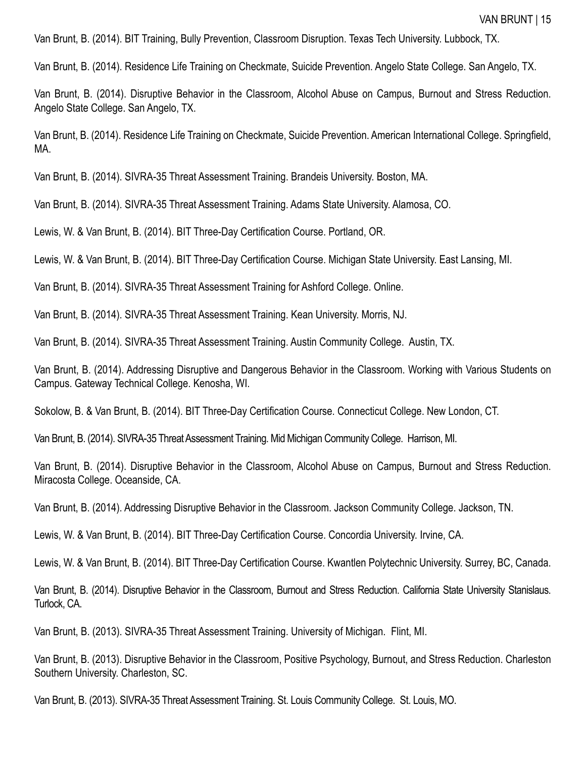Van Brunt, B. (2014). BIT Training, Bully Prevention, Classroom Disruption. Texas Tech University. Lubbock, TX.

Van Brunt, B. (2014). Residence Life Training on Checkmate, Suicide Prevention. Angelo State College. San Angelo, TX.

Van Brunt, B. (2014). Disruptive Behavior in the Classroom, Alcohol Abuse on Campus, Burnout and Stress Reduction. Angelo State College. San Angelo, TX.

Van Brunt, B. (2014). Residence Life Training on Checkmate, Suicide Prevention. American International College. Springfield, MA.

Van Brunt, B. (2014). SIVRA-35 Threat Assessment Training. Brandeis University. Boston, MA.

Van Brunt, B. (2014). SIVRA-35 Threat Assessment Training. Adams State University. Alamosa, CO.

Lewis, W. & Van Brunt, B. (2014). BIT Three-Day Certification Course. Portland, OR.

Lewis, W. & Van Brunt, B. (2014). BIT Three-Day Certification Course. Michigan State University. East Lansing, MI.

Van Brunt, B. (2014). SIVRA-35 Threat Assessment Training for Ashford College. Online.

Van Brunt, B. (2014). SIVRA-35 Threat Assessment Training. Kean University. Morris, NJ.

Van Brunt, B. (2014). SIVRA-35 Threat Assessment Training. Austin Community College. Austin, TX.

Van Brunt, B. (2014). Addressing Disruptive and Dangerous Behavior in the Classroom. Working with Various Students on Campus. Gateway Technical College. Kenosha, WI.

Sokolow, B. & Van Brunt, B. (2014). BIT Three-Day Certification Course. Connecticut College. New London, CT.

Van Brunt, B. (2014). SIVRA-35 Threat Assessment Training. Mid Michigan Community College. Harrison, MI.

Van Brunt, B. (2014). Disruptive Behavior in the Classroom, Alcohol Abuse on Campus, Burnout and Stress Reduction. Miracosta College. Oceanside, CA.

Van Brunt, B. (2014). Addressing Disruptive Behavior in the Classroom. Jackson Community College. Jackson, TN.

Lewis, W. & Van Brunt, B. (2014). BIT Three-Day Certification Course. Concordia University. Irvine, CA.

Lewis, W. & Van Brunt, B. (2014). BIT Three-Day Certification Course. Kwantlen Polytechnic University. Surrey, BC, Canada.

Van Brunt, B. (2014). Disruptive Behavior in the Classroom, Burnout and Stress Reduction. California State University Stanislaus. Turlock, CA.

Van Brunt, B. (2013). SIVRA-35 Threat Assessment Training. University of Michigan. Flint, MI.

Van Brunt, B. (2013). Disruptive Behavior in the Classroom, Positive Psychology, Burnout, and Stress Reduction. Charleston Southern University. Charleston, SC.

Van Brunt, B. (2013). SIVRA-35 Threat Assessment Training. St. Louis Community College. St. Louis, MO.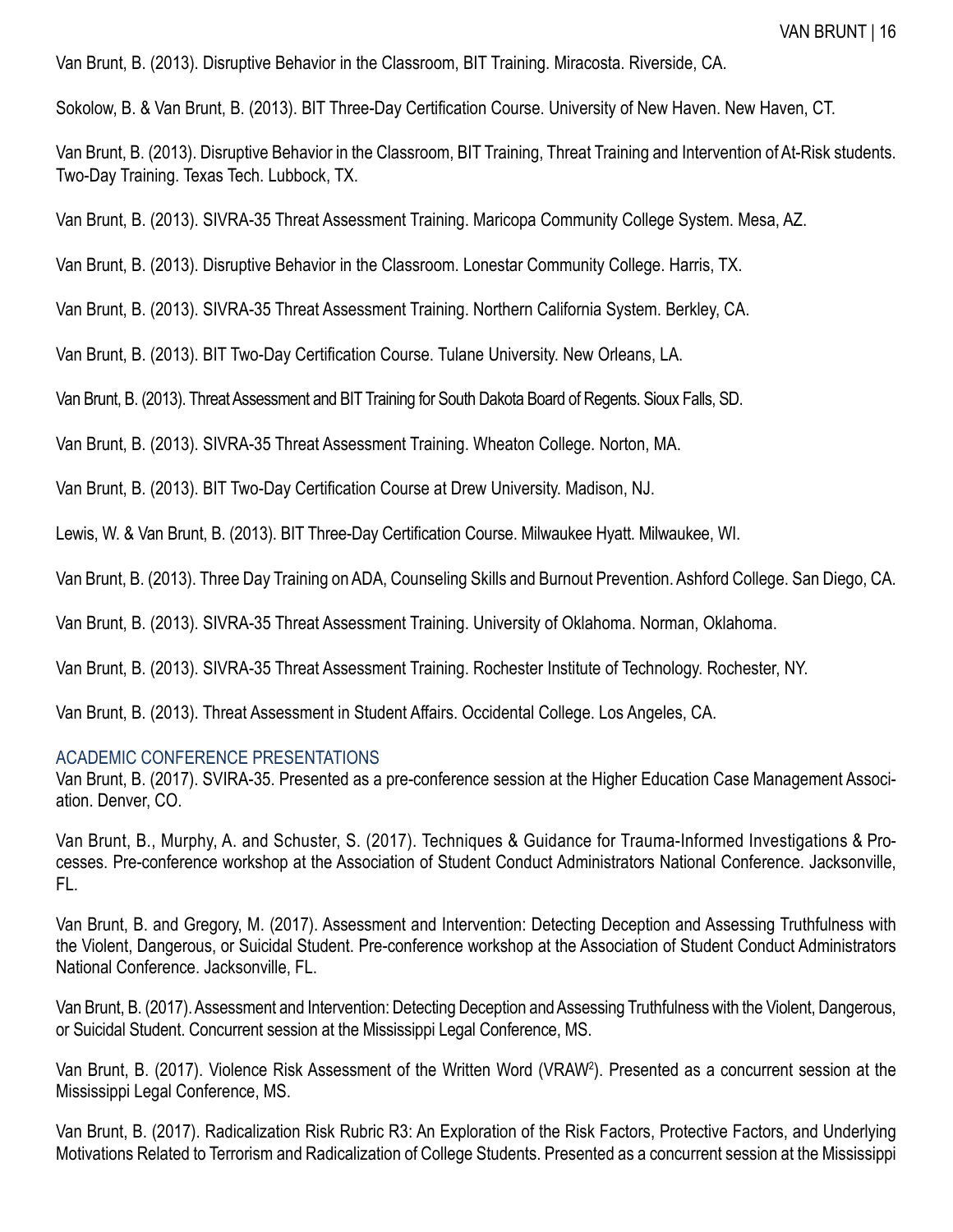Van Brunt, B. (2013). Disruptive Behavior in the Classroom, BIT Training. Miracosta. Riverside, CA.

Sokolow, B. & Van Brunt, B. (2013). BIT Three-Day Certification Course. University of New Haven. New Haven, CT.

Van Brunt, B. (2013). Disruptive Behavior in the Classroom, BIT Training, Threat Training and Intervention of At-Risk students. Two-Day Training. Texas Tech. Lubbock, TX.

Van Brunt, B. (2013). SIVRA-35 Threat Assessment Training. Maricopa Community College System. Mesa, AZ.

Van Brunt, B. (2013). Disruptive Behavior in the Classroom. Lonestar Community College. Harris, TX.

Van Brunt, B. (2013). SIVRA-35 Threat Assessment Training. Northern California System. Berkley, CA.

Van Brunt, B. (2013). BIT Two-Day Certification Course. Tulane University. New Orleans, LA.

Van Brunt, B. (2013). Threat Assessment and BIT Training for South Dakota Board of Regents. Sioux Falls, SD.

Van Brunt, B. (2013). SIVRA-35 Threat Assessment Training. Wheaton College. Norton, MA.

Van Brunt, B. (2013). BIT Two-Day Certification Course at Drew University. Madison, NJ.

Lewis, W. & Van Brunt, B. (2013). BIT Three-Day Certification Course. Milwaukee Hyatt. Milwaukee, WI.

Van Brunt, B. (2013). Three Day Training on ADA, Counseling Skills and Burnout Prevention. Ashford College. San Diego, CA.

Van Brunt, B. (2013). SIVRA-35 Threat Assessment Training. University of Oklahoma. Norman, Oklahoma.

Van Brunt, B. (2013). SIVRA-35 Threat Assessment Training. Rochester Institute of Technology. Rochester, NY.

Van Brunt, B. (2013). Threat Assessment in Student Affairs. Occidental College. Los Angeles, CA.

## ACADEMIC CONFERENCE PRESENTATIONS

Van Brunt, B. (2017). SVIRA-35. Presented as a pre-conference session at the Higher Education Case Management Association. Denver, CO.

Van Brunt, B., Murphy, A. and Schuster, S. (2017). Techniques & Guidance for Trauma-Informed Investigations & Processes. Pre-conference workshop at the Association of Student Conduct Administrators National Conference. Jacksonville, FL.

Van Brunt, B. and Gregory, M. (2017). Assessment and Intervention: Detecting Deception and Assessing Truthfulness with the Violent, Dangerous, or Suicidal Student. Pre-conference workshop at the Association of Student Conduct Administrators National Conference. Jacksonville, FL.

Van Brunt, B. (2017). Assessment and Intervention: Detecting Deception and Assessing Truthfulness with the Violent, Dangerous, or Suicidal Student. Concurrent session at the Mississippi Legal Conference, MS.

Van Brunt, B. (2017). Violence Risk Assessment of the Written Word (VRAW$^2$). Presented as a concurrent session at the Mississippi Legal Conference, MS.

Van Brunt, B. (2017). Radicalization Risk Rubric R3: An Exploration of the Risk Factors, Protective Factors, and Underlying Motivations Related to Terrorism and Radicalization of College Students. Presented as a concurrent session at the Mississippi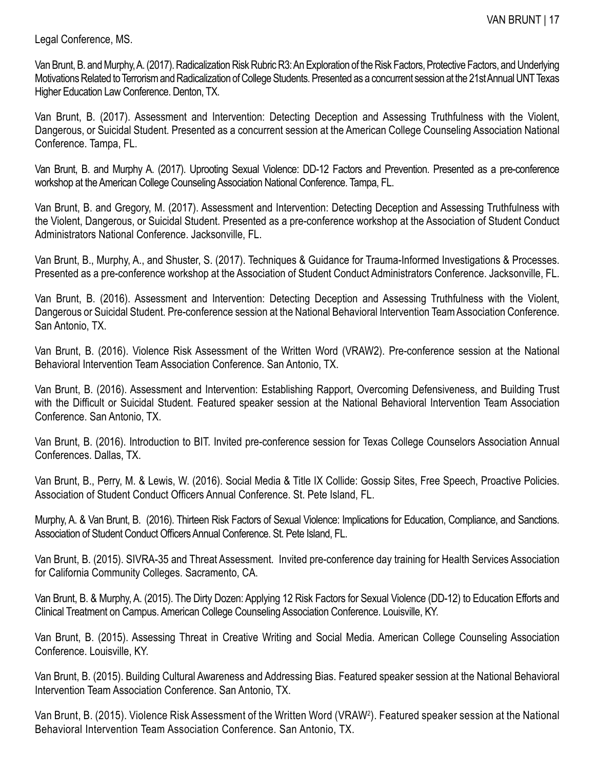Legal Conference, MS.

Van Brunt, B. and Murphy, A. (2017). Radicalization Risk Rubric R3: An Exploration of the Risk Factors, Protective Factors, and Underlying Motivations Related to Terrorism and Radicalization of College Students. Presented as a concurrent session at the 21st Annual UNT Texas Higher Education Law Conference. Denton, TX.

Van Brunt, B. (2017). Assessment and Intervention: Detecting Deception and Assessing Truthfulness with the Violent, Dangerous, or Suicidal Student. Presented as a concurrent session at the American College Counseling Association National Conference. Tampa, FL.

Van Brunt, B. and Murphy A. (2017). Uprooting Sexual Violence: DD-12 Factors and Prevention. Presented as a pre-conference workshop at the American College Counseling Association National Conference. Tampa, FL.

Van Brunt, B. and Gregory, M. (2017). Assessment and Intervention: Detecting Deception and Assessing Truthfulness with the Violent, Dangerous, or Suicidal Student. Presented as a pre-conference workshop at the Association of Student Conduct Administrators National Conference. Jacksonville, FL.

Van Brunt, B., Murphy, A., and Shuster, S. (2017). Techniques & Guidance for Trauma-Informed Investigations & Processes. Presented as a pre-conference workshop at the Association of Student Conduct Administrators Conference. Jacksonville, FL.

Van Brunt, B. (2016). Assessment and Intervention: Detecting Deception and Assessing Truthfulness with the Violent, Dangerous or Suicidal Student. Pre-conference session at the National Behavioral Intervention Team Association Conference. San Antonio, TX.

Van Brunt, B. (2016). Violence Risk Assessment of the Written Word (VRAW2). Pre-conference session at the National Behavioral Intervention Team Association Conference. San Antonio, TX.

Van Brunt, B. (2016). Assessment and Intervention: Establishing Rapport, Overcoming Defensiveness, and Building Trust with the Difficult or Suicidal Student. Featured speaker session at the National Behavioral Intervention Team Association Conference. San Antonio, TX.

Van Brunt, B. (2016). Introduction to BIT. Invited pre-conference session for Texas College Counselors Association Annual Conferences. Dallas, TX.

Van Brunt, B., Perry, M. & Lewis, W. (2016). Social Media & Title IX Collide: Gossip Sites, Free Speech, Proactive Policies. Association of Student Conduct Officers Annual Conference. St. Pete Island, FL.

Murphy, A. & Van Brunt, B. (2016). Thirteen Risk Factors of Sexual Violence: Implications for Education, Compliance, and Sanctions. Association of Student Conduct Officers Annual Conference. St. Pete Island, FL.

Van Brunt, B. (2015). SIVRA-35 and Threat Assessment. Invited pre-conference day training for Health Services Association for California Community Colleges. Sacramento, CA.

Van Brunt, B. & Murphy, A. (2015). The Dirty Dozen: Applying 12 Risk Factors for Sexual Violence (DD-12) to Education Efforts and Clinical Treatment on Campus. American College Counseling Association Conference. Louisville, KY.

Van Brunt, B. (2015). Assessing Threat in Creative Writing and Social Media. American College Counseling Association Conference. Louisville, KY.

Van Brunt, B. (2015). Building Cultural Awareness and Addressing Bias. Featured speaker session at the National Behavioral Intervention Team Association Conference. San Antonio, TX.

Van Brunt, B. (2015). Violence Risk Assessment of the Written Word (VRAW$^2$). Featured speaker session at the National Behavioral Intervention Team Association Conference. San Antonio, TX.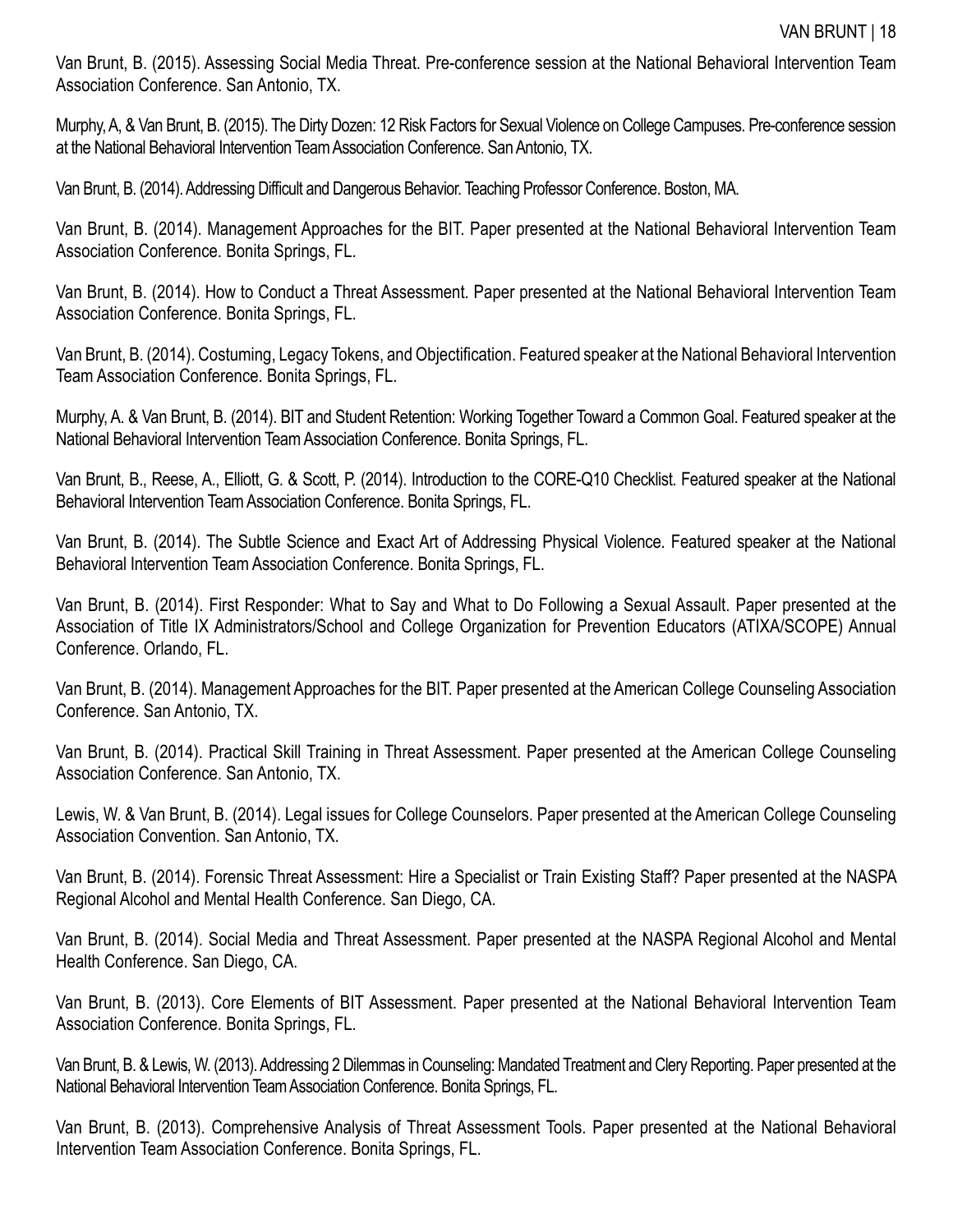Van Brunt, B. (2015). Assessing Social Media Threat. Pre-conference session at the National Behavioral Intervention Team Association Conference. San Antonio, TX.

Murphy, A, & Van Brunt, B. (2015). The Dirty Dozen: 12 Risk Factors for Sexual Violence on College Campuses. Pre-conference session at the National Behavioral Intervention Team Association Conference. San Antonio, TX.

Van Brunt, B. (2014). Addressing Difficult and Dangerous Behavior. Teaching Professor Conference. Boston, MA.

Van Brunt, B. (2014). Management Approaches for the BIT. Paper presented at the National Behavioral Intervention Team Association Conference. Bonita Springs, FL.

Van Brunt, B. (2014). How to Conduct a Threat Assessment. Paper presented at the National Behavioral Intervention Team Association Conference. Bonita Springs, FL.

Van Brunt, B. (2014). Costuming, Legacy Tokens, and Objectification. Featured speaker at the National Behavioral Intervention Team Association Conference. Bonita Springs, FL.

Murphy, A. & Van Brunt, B. (2014). BIT and Student Retention: Working Together Toward a Common Goal. Featured speaker at the National Behavioral Intervention Team Association Conference. Bonita Springs, FL.

Van Brunt, B., Reese, A., Elliott, G. & Scott, P. (2014). Introduction to the CORE-Q10 Checklist. Featured speaker at the National Behavioral Intervention Team Association Conference. Bonita Springs, FL.

Van Brunt, B. (2014). The Subtle Science and Exact Art of Addressing Physical Violence. Featured speaker at the National Behavioral Intervention Team Association Conference. Bonita Springs, FL.

Van Brunt, B. (2014). First Responder: What to Say and What to Do Following a Sexual Assault. Paper presented at the Association of Title IX Administrators/School and College Organization for Prevention Educators (ATIXA/SCOPE) Annual Conference. Orlando, FL.

Van Brunt, B. (2014). Management Approaches for the BIT. Paper presented at the American College Counseling Association Conference. San Antonio, TX.

Van Brunt, B. (2014). Practical Skill Training in Threat Assessment. Paper presented at the American College Counseling Association Conference. San Antonio, TX.

Lewis, W. & Van Brunt, B. (2014). Legal issues for College Counselors. Paper presented at the American College Counseling Association Convention. San Antonio, TX.

Van Brunt, B. (2014). Forensic Threat Assessment: Hire a Specialist or Train Existing Staff? Paper presented at the NASPA Regional Alcohol and Mental Health Conference. San Diego, CA.

Van Brunt, B. (2014). Social Media and Threat Assessment. Paper presented at the NASPA Regional Alcohol and Mental Health Conference. San Diego, CA.

Van Brunt, B. (2013). Core Elements of BIT Assessment. Paper presented at the National Behavioral Intervention Team Association Conference. Bonita Springs, FL.

Van Brunt, B. & Lewis, W. (2013). Addressing 2 Dilemmas in Counseling: Mandated Treatment and Clery Reporting. Paper presented at the National Behavioral Intervention Team Association Conference. Bonita Springs, FL.

Van Brunt, B. (2013). Comprehensive Analysis of Threat Assessment Tools. Paper presented at the National Behavioral Intervention Team Association Conference. Bonita Springs, FL.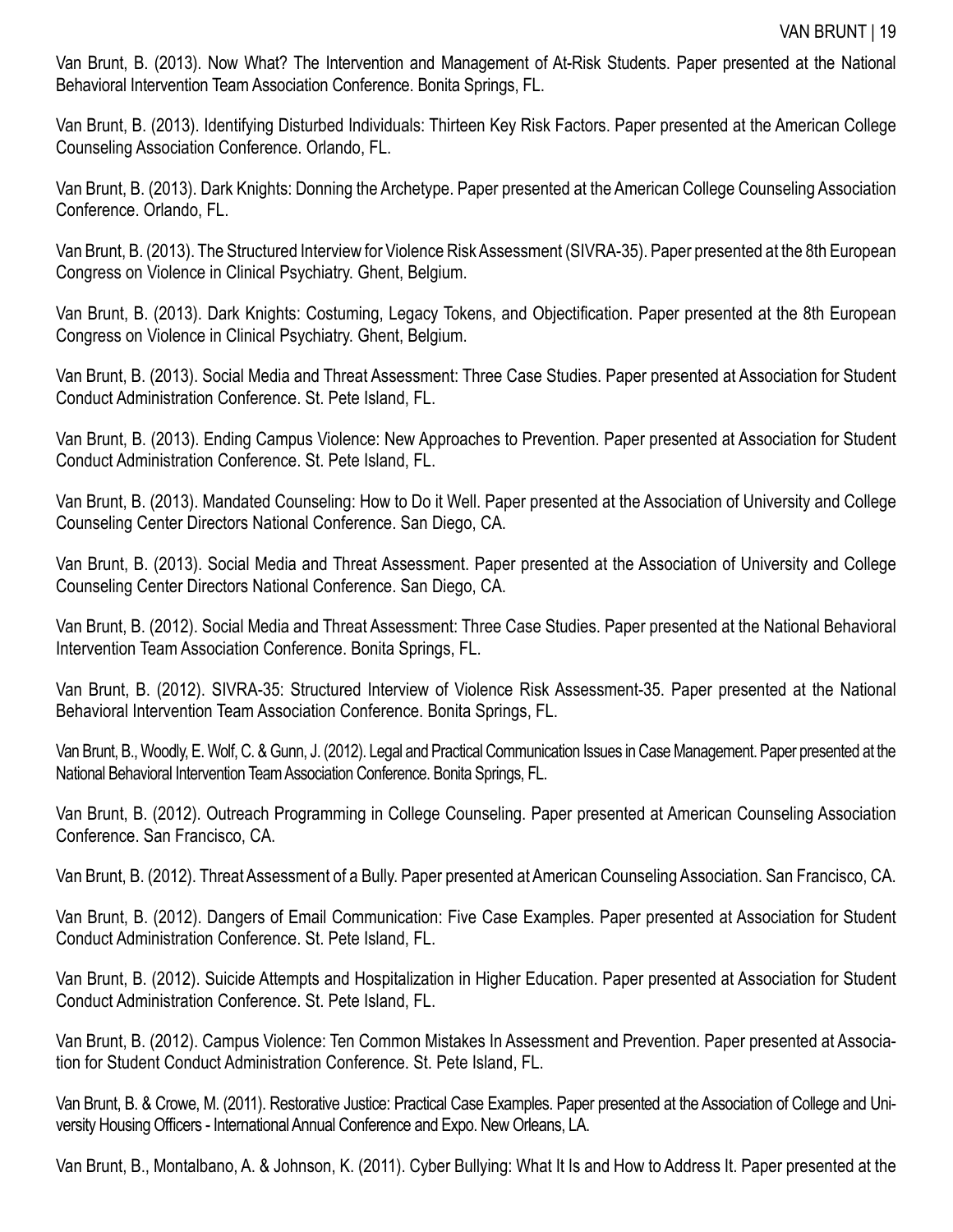Van Brunt, B. (2013). Now What? The Intervention and Management of At-Risk Students. Paper presented at the National Behavioral Intervention Team Association Conference. Bonita Springs, FL.

Van Brunt, B. (2013). Identifying Disturbed Individuals: Thirteen Key Risk Factors. Paper presented at the American College Counseling Association Conference. Orlando, FL.

Van Brunt, B. (2013). Dark Knights: Donning the Archetype. Paper presented at the American College Counseling Association Conference. Orlando, FL.

Van Brunt, B. (2013). The Structured Interview for Violence Risk Assessment (SIVRA-35). Paper presented at the 8th European Congress on Violence in Clinical Psychiatry. Ghent, Belgium.

Van Brunt, B. (2013). Dark Knights: Costuming, Legacy Tokens, and Objectification. Paper presented at the 8th European Congress on Violence in Clinical Psychiatry. Ghent, Belgium.

Van Brunt, B. (2013). Social Media and Threat Assessment: Three Case Studies. Paper presented at Association for Student Conduct Administration Conference. St. Pete Island, FL.

Van Brunt, B. (2013). Ending Campus Violence: New Approaches to Prevention. Paper presented at Association for Student Conduct Administration Conference. St. Pete Island, FL.

Van Brunt, B. (2013). Mandated Counseling: How to Do it Well. Paper presented at the Association of University and College Counseling Center Directors National Conference. San Diego, CA.

Van Brunt, B. (2013). Social Media and Threat Assessment. Paper presented at the Association of University and College Counseling Center Directors National Conference. San Diego, CA.

Van Brunt, B. (2012). Social Media and Threat Assessment: Three Case Studies. Paper presented at the National Behavioral Intervention Team Association Conference. Bonita Springs, FL.

Van Brunt, B. (2012). SIVRA-35: Structured Interview of Violence Risk Assessment-35. Paper presented at the National Behavioral Intervention Team Association Conference. Bonita Springs, FL.

Van Brunt, B., Woodly, E. Wolf, C. & Gunn, J. (2012). Legal and Practical Communication Issues in Case Management. Paper presented at the National Behavioral Intervention Team Association Conference. Bonita Springs, FL.

Van Brunt, B. (2012). Outreach Programming in College Counseling. Paper presented at American Counseling Association Conference. San Francisco, CA.

Van Brunt, B. (2012). Threat Assessment of a Bully. Paper presented at American Counseling Association. San Francisco, CA.

Van Brunt, B. (2012). Dangers of Email Communication: Five Case Examples. Paper presented at Association for Student Conduct Administration Conference. St. Pete Island, FL.

Van Brunt, B. (2012). Suicide Attempts and Hospitalization in Higher Education. Paper presented at Association for Student Conduct Administration Conference. St. Pete Island, FL.

Van Brunt, B. (2012). Campus Violence: Ten Common Mistakes In Assessment and Prevention. Paper presented at Association for Student Conduct Administration Conference. St. Pete Island, FL.

Van Brunt, B. & Crowe, M. (2011). Restorative Justice: Practical Case Examples. Paper presented at the Association of College and University Housing Officers - International Annual Conference and Expo. New Orleans, LA.

Van Brunt, B., Montalbano, A. & Johnson, K. (2011). Cyber Bullying: What It Is and How to Address It. Paper presented at the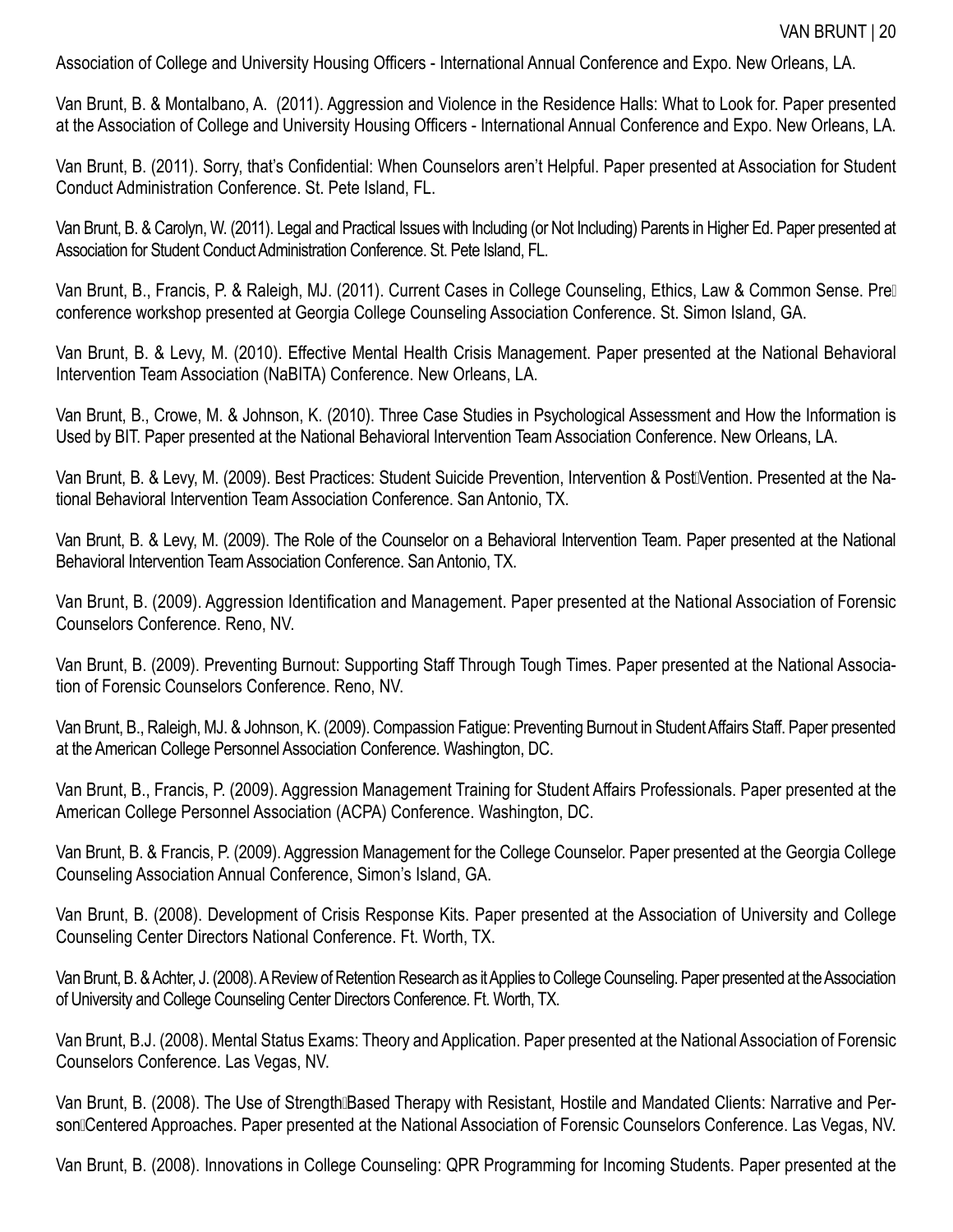Association of College and University Housing Officers - International Annual Conference and Expo. New Orleans, LA.

Van Brunt, B. & Montalbano, A. (2011). Aggression and Violence in the Residence Halls: What to Look for. Paper presented at the Association of College and University Housing Officers - International Annual Conference and Expo. New Orleans, LA.

Van Brunt, B. (2011). Sorry, that's Confidential: When Counselors aren't Helpful. Paper presented at Association for Student Conduct Administration Conference. St. Pete Island, FL.

Van Brunt, B. & Carolyn, W. (2011). Legal and Practical Issues with Including (or Not Including) Parents in Higher Ed. Paper presented at Association for Student Conduct Administration Conference. St. Pete Island, FL.

Van Brunt, B., Francis, P. & Raleigh, MJ. (2011). Current Cases in College Counseling, Ethics, Law & Common Sense. Pre-conference workshop presented at Georgia College Counseling Association Conference. St. Simon Island, GA.

Van Brunt, B. & Levy, M. (2010). Effective Mental Health Crisis Management. Paper presented at the National Behavioral Intervention Team Association (NaBITA) Conference. New Orleans, LA.

Van Brunt, B., Crowe, M. & Johnson, K. (2010). Three Case Studies in Psychological Assessment and How the Information is Used by BIT. Paper presented at the National Behavioral Intervention Team Association Conference. New Orleans, LA.

Van Brunt, B. & Levy, M. (2009). Best Practices: Student Suicide Prevention, Intervention & Post-Vention. Presented at the National Behavioral Intervention Team Association Conference. San Antonio, TX.

Van Brunt, B. & Levy, M. (2009). The Role of the Counselor on a Behavioral Intervention Team. Paper presented at the National Behavioral Intervention Team Association Conference. San Antonio, TX.

Van Brunt, B. (2009). Aggression Identification and Management. Paper presented at the National Association of Forensic Counselors Conference. Reno, NV.

Van Brunt, B. (2009). Preventing Burnout: Supporting Staff Through Tough Times. Paper presented at the National Association of Forensic Counselors Conference. Reno, NV.

Van Brunt, B., Raleigh, MJ. & Johnson, K. (2009). Compassion Fatigue: Preventing Burnout in Student Affairs Staff. Paper presented at the American College Personnel Association Conference. Washington, DC.

Van Brunt, B., Francis, P. (2009). Aggression Management Training for Student Affairs Professionals. Paper presented at the American College Personnel Association (ACPA) Conference. Washington, DC.

Van Brunt, B. & Francis, P. (2009). Aggression Management for the College Counselor. Paper presented at the Georgia College Counseling Association Annual Conference, Simon's Island, GA.

Van Brunt, B. (2008). Development of Crisis Response Kits. Paper presented at the Association of University and College Counseling Center Directors National Conference. Ft. Worth, TX.

Van Brunt, B. & Achter, J. (2008). A Review of Retention Research as it Applies to College Counseling. Paper presented at the Association of University and College Counseling Center Directors Conference. Ft. Worth, TX.

Van Brunt, B.J. (2008). Mental Status Exams: Theory and Application. Paper presented at the National Association of Forensic Counselors Conference. Las Vegas, NV.

Van Brunt, B. (2008). The Use of Strength-Based Therapy with Resistant, Hostile and Mandated Clients: Narrative and Person-Centered Approaches. Paper presented at the National Association of Forensic Counselors Conference. Las Vegas, NV.

Van Brunt, B. (2008). Innovations in College Counseling: QPR Programming for Incoming Students. Paper presented at the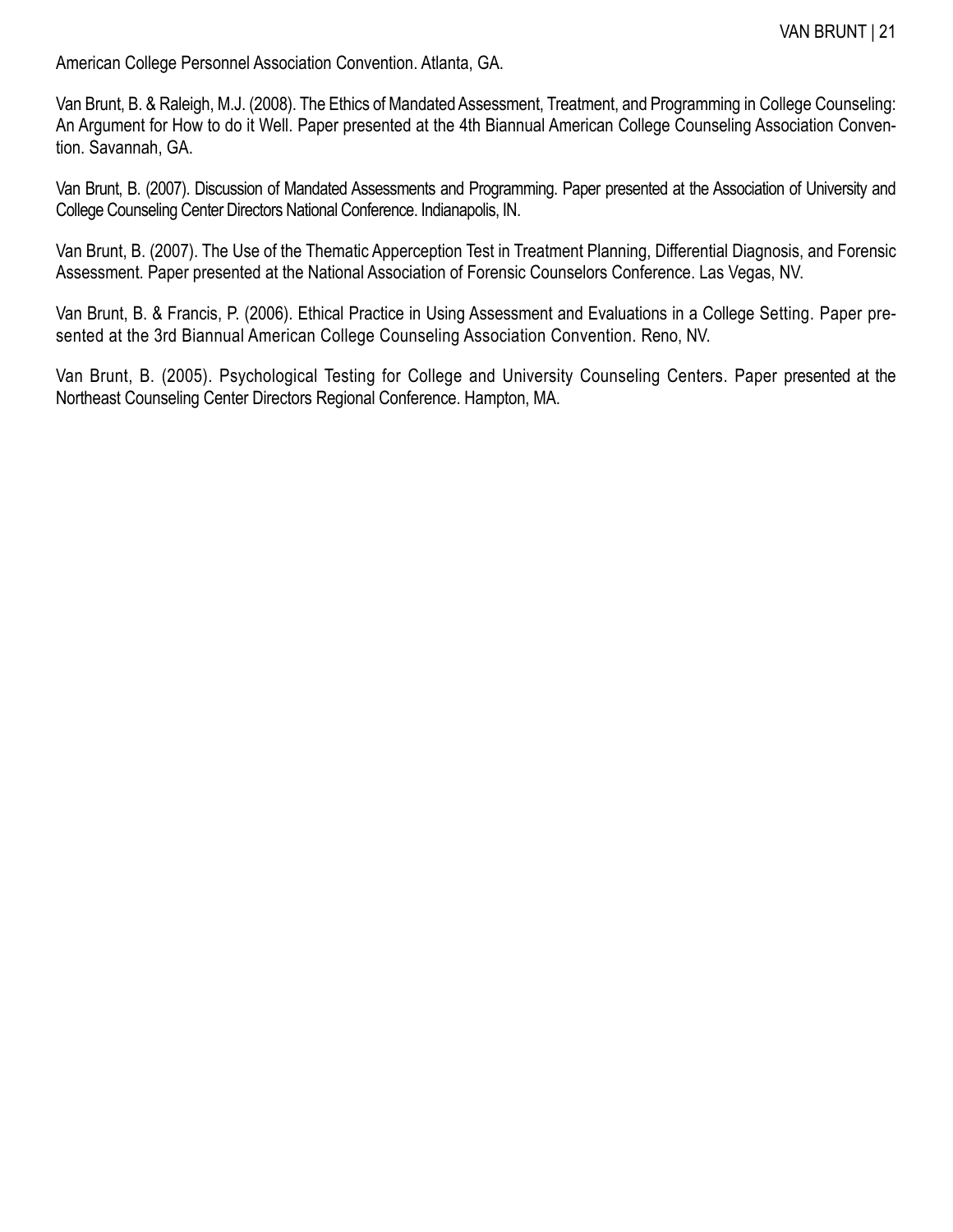American College Personnel Association Convention. Atlanta, GA.

Van Brunt, B. & Raleigh, M.J. (2008). The Ethics of Mandated Assessment, Treatment, and Programming in College Counseling: An Argument for How to do it Well. Paper presented at the 4th Biannual American College Counseling Association Convention. Savannah, GA.

Van Brunt, B. (2007). Discussion of Mandated Assessments and Programming. Paper presented at the Association of University and College Counseling Center Directors National Conference. Indianapolis, IN.

Van Brunt, B. (2007). The Use of the Thematic Apperception Test in Treatment Planning, Differential Diagnosis, and Forensic Assessment. Paper presented at the National Association of Forensic Counselors Conference. Las Vegas, NV.

Van Brunt, B. & Francis, P. (2006). Ethical Practice in Using Assessment and Evaluations in a College Setting. Paper presented at the 3rd Biannual American College Counseling Association Convention. Reno, NV.

Van Brunt, B. (2005). Psychological Testing for College and University Counseling Centers. Paper presented at the Northeast Counseling Center Directors Regional Conference. Hampton, MA.